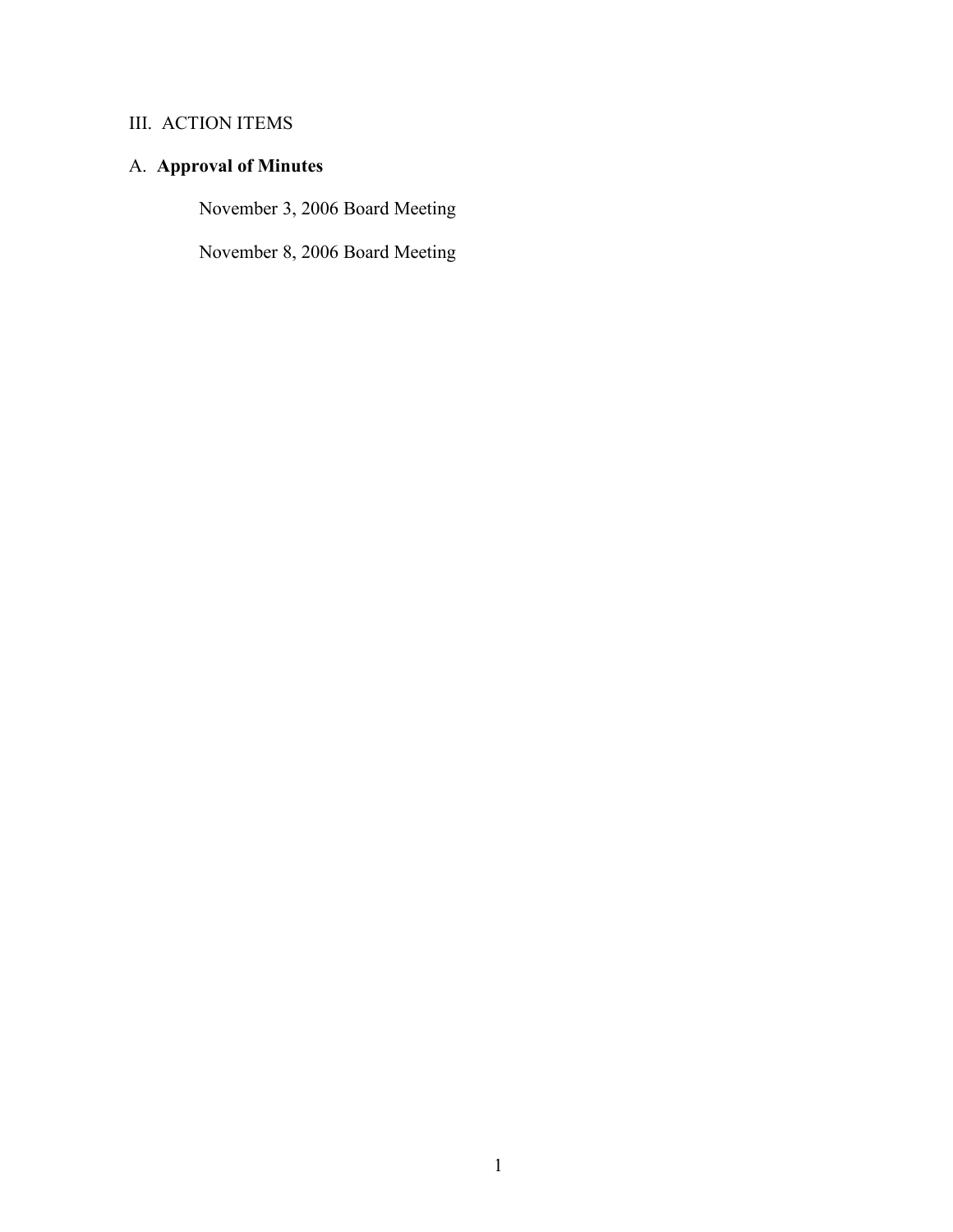## III. ACTION ITEMS

### A. **Approval of Minutes**

November 3, 2006 Board Meeting

November 8, 2006 Board Meeting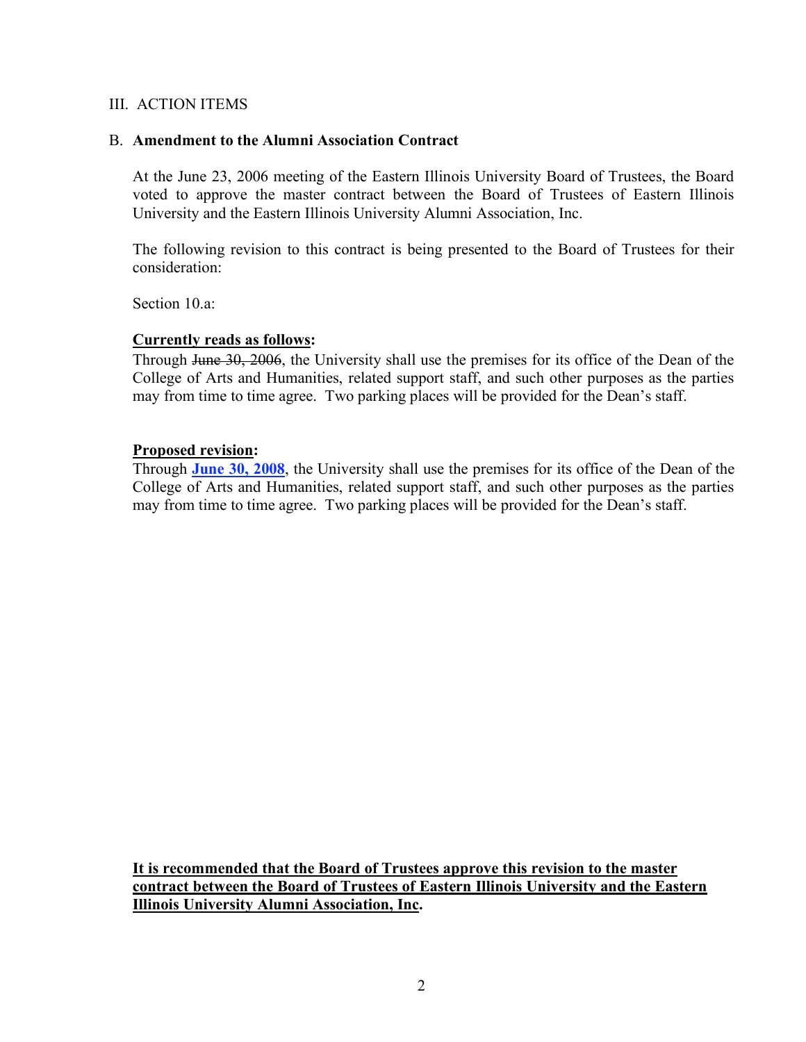III. ACTION ITEMS

B. **Amendment to the Alumni Association Contract**

At the June 23, 2006 meeting of the Eastern Illinois University Board of Trustees, the Board voted to approve the master contract between the Board of Trustees of Eastern Illinois University and the Eastern Illinois University Alumni Association, Inc.

The following revision to this contract is being presented to the Board of Trustees for their consideration:

Section 10.a:

**Currently reads as follows:**
Through ~~June 30, 2006~~, the University shall use the premises for its office of the Dean of the College of Arts and Humanities, related support staff, and such other purposes as the parties may from time to time agree. Two parking places will be provided for the Dean's staff.

**Proposed revision:**
Through **June 30, 2008**, the University shall use the premises for its office of the Dean of the College of Arts and Humanities, related support staff, and such other purposes as the parties may from time to time agree. Two parking places will be provided for the Dean's staff.

**It is recommended that the Board of Trustees approve this revision to the master contract between the Board of Trustees of Eastern Illinois University and the Eastern Illinois University Alumni Association, Inc.**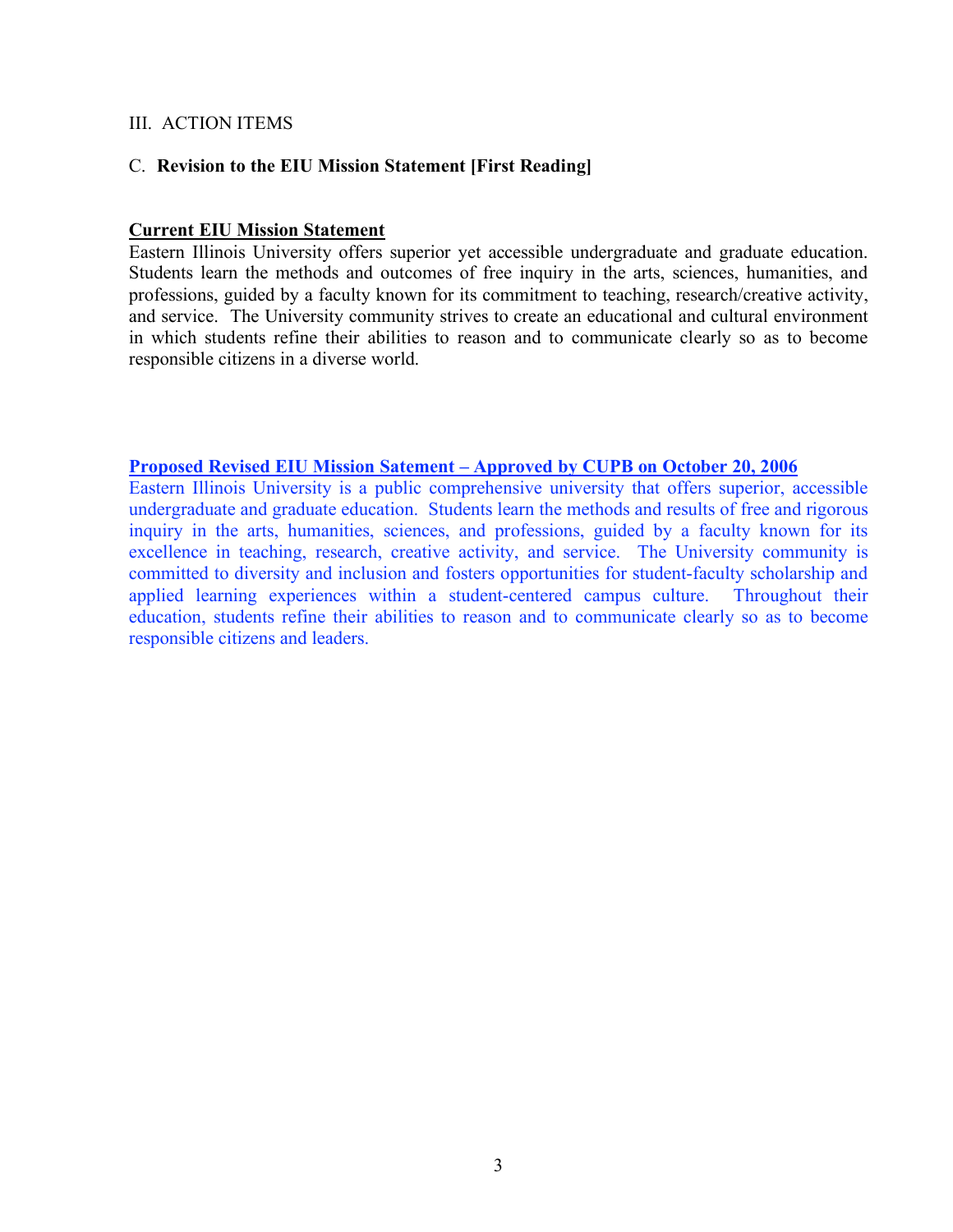III. ACTION ITEMS

C. **Revision to the EIU Mission Statement [First Reading]**

**Current EIU Mission Statement**

Eastern Illinois University offers superior yet accessible undergraduate and graduate education. Students learn the methods and outcomes of free inquiry in the arts, sciences, humanities, and professions, guided by a faculty known for its commitment to teaching, research/creative activity, and service. The University community strives to create an educational and cultural environment in which students refine their abilities to reason and to communicate clearly so as to become responsible citizens in a diverse world.

**Proposed Revised EIU Mission Satement – Approved by CUPB on October 20, 2006**

Eastern Illinois University is a public comprehensive university that offers superior, accessible undergraduate and graduate education. Students learn the methods and results of free and rigorous inquiry in the arts, humanities, sciences, and professions, guided by a faculty known for its excellence in teaching, research, creative activity, and service. The University community is committed to diversity and inclusion and fosters opportunities for student-faculty scholarship and applied learning experiences within a student-centered campus culture. Throughout their education, students refine their abilities to reason and to communicate clearly so as to become responsible citizens and leaders.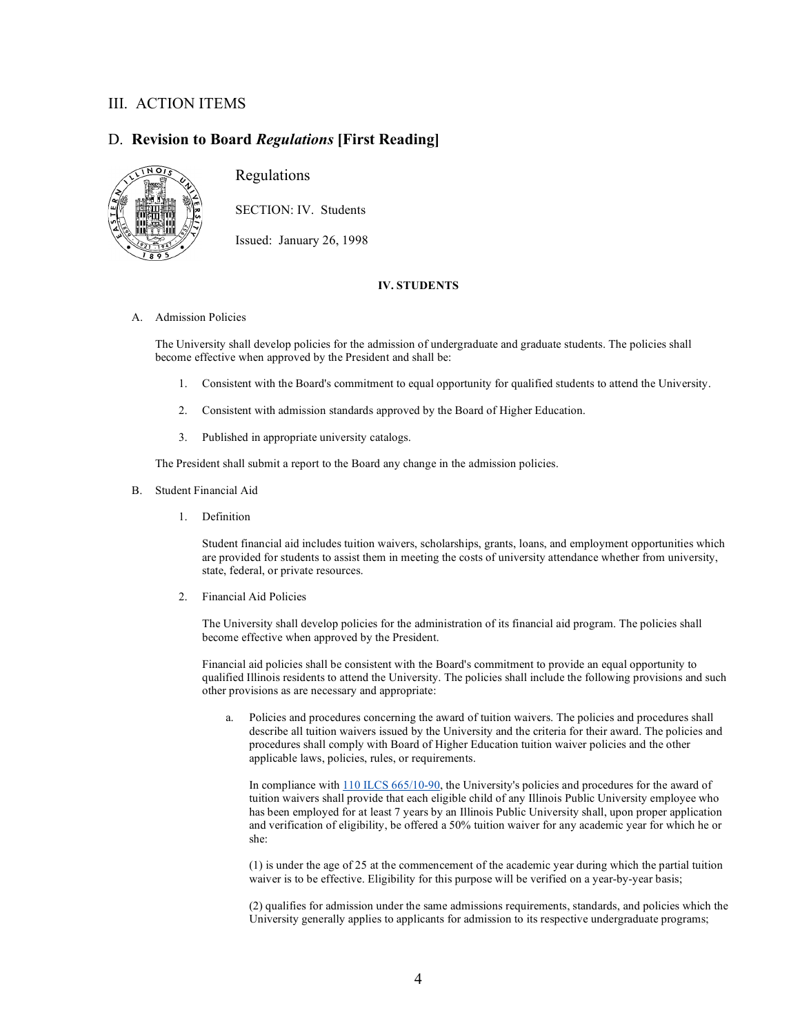## III. ACTION ITEMS

## D. **Revision to Board *Regulations* [First Reading]**

Regulations

SECTION: IV. Students

Issued: January 26, 1998

### IV. STUDENTS

A. Admission Policies

The University shall develop policies for the admission of undergraduate and graduate students. The policies shall become effective when approved by the President and shall be:

1. Consistent with the Board's commitment to equal opportunity for qualified students to attend the University.

2. Consistent with admission standards approved by the Board of Higher Education.

3. Published in appropriate university catalogs.

The President shall submit a report to the Board any change in the admission policies.

B. Student Financial Aid

1. Definition

Student financial aid includes tuition waivers, scholarships, grants, loans, and employment opportunities which are provided for students to assist them in meeting the costs of university attendance whether from university, state, federal, or private resources.

2. Financial Aid Policies

The University shall develop policies for the administration of its financial aid program. The policies shall become effective when approved by the President.

Financial aid policies shall be consistent with the Board's commitment to provide an equal opportunity to qualified Illinois residents to attend the University. The policies shall include the following provisions and such other provisions as are necessary and appropriate:

a. Policies and procedures concerning the award of tuition waivers. The policies and procedures shall describe all tuition waivers issued by the University and the criteria for their award. The policies and procedures shall comply with Board of Higher Education tuition waiver policies and the other applicable laws, policies, rules, or requirements.

In compliance with 110 ILCS 665/10-90, the University's policies and procedures for the award of tuition waivers shall provide that each eligible child of any Illinois Public University employee who has been employed for at least 7 years by an Illinois Public University shall, upon proper application and verification of eligibility, be offered a 50% tuition waiver for any academic year for which he or she:

(1) is under the age of 25 at the commencement of the academic year during which the partial tuition waiver is to be effective. Eligibility for this purpose will be verified on a year-by-year basis;

(2) qualifies for admission under the same admissions requirements, standards, and policies which the University generally applies to applicants for admission to its respective undergraduate programs;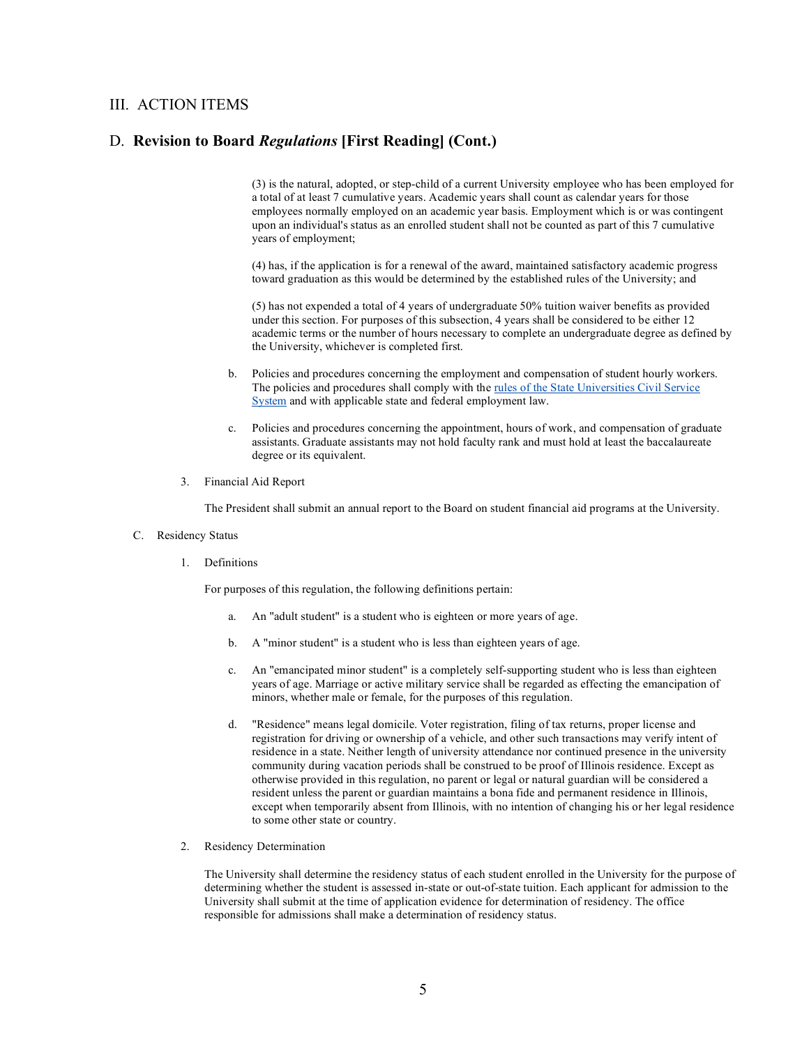## III. ACTION ITEMS

## D. **Revision to Board *Regulations* [First Reading] (Cont.)**

(3) is the natural, adopted, or step-child of a current University employee who has been employed for a total of at least 7 cumulative years. Academic years shall count as calendar years for those employees normally employed on an academic year basis. Employment which is or was contingent upon an individual's status as an enrolled student shall not be counted as part of this 7 cumulative years of employment;

(4) has, if the application is for a renewal of the award, maintained satisfactory academic progress toward graduation as this would be determined by the established rules of the University; and

(5) has not expended a total of 4 years of undergraduate 50% tuition waiver benefits as provided under this section. For purposes of this subsection, 4 years shall be considered to be either 12 academic terms or the number of hours necessary to complete an undergraduate degree as defined by the University, whichever is completed first.

b. Policies and procedures concerning the employment and compensation of student hourly workers. The policies and procedures shall comply with the [rules of the State Universities Civil Service System]() and with applicable state and federal employment law.

c. Policies and procedures concerning the appointment, hours of work, and compensation of graduate assistants. Graduate assistants may not hold faculty rank and must hold at least the baccalaureate degree or its equivalent.

3. Financial Aid Report

The President shall submit an annual report to the Board on student financial aid programs at the University.

C. Residency Status

1. Definitions

For purposes of this regulation, the following definitions pertain:

a. An "adult student" is a student who is eighteen or more years of age.

b. A "minor student" is a student who is less than eighteen years of age.

c. An "emancipated minor student" is a completely self-supporting student who is less than eighteen years of age. Marriage or active military service shall be regarded as effecting the emancipation of minors, whether male or female, for the purposes of this regulation.

d. "Residence" means legal domicile. Voter registration, filing of tax returns, proper license and registration for driving or ownership of a vehicle, and other such transactions may verify intent of residence in a state. Neither length of university attendance nor continued presence in the university community during vacation periods shall be construed to be proof of Illinois residence. Except as otherwise provided in this regulation, no parent or legal or natural guardian will be considered a resident unless the parent or guardian maintains a bona fide and permanent residence in Illinois, except when temporarily absent from Illinois, with no intention of changing his or her legal residence to some other state or country.

2. Residency Determination

The University shall determine the residency status of each student enrolled in the University for the purpose of determining whether the student is assessed in-state or out-of-state tuition. Each applicant for admission to the University shall submit at the time of application evidence for determination of residency. The office responsible for admissions shall make a determination of residency status.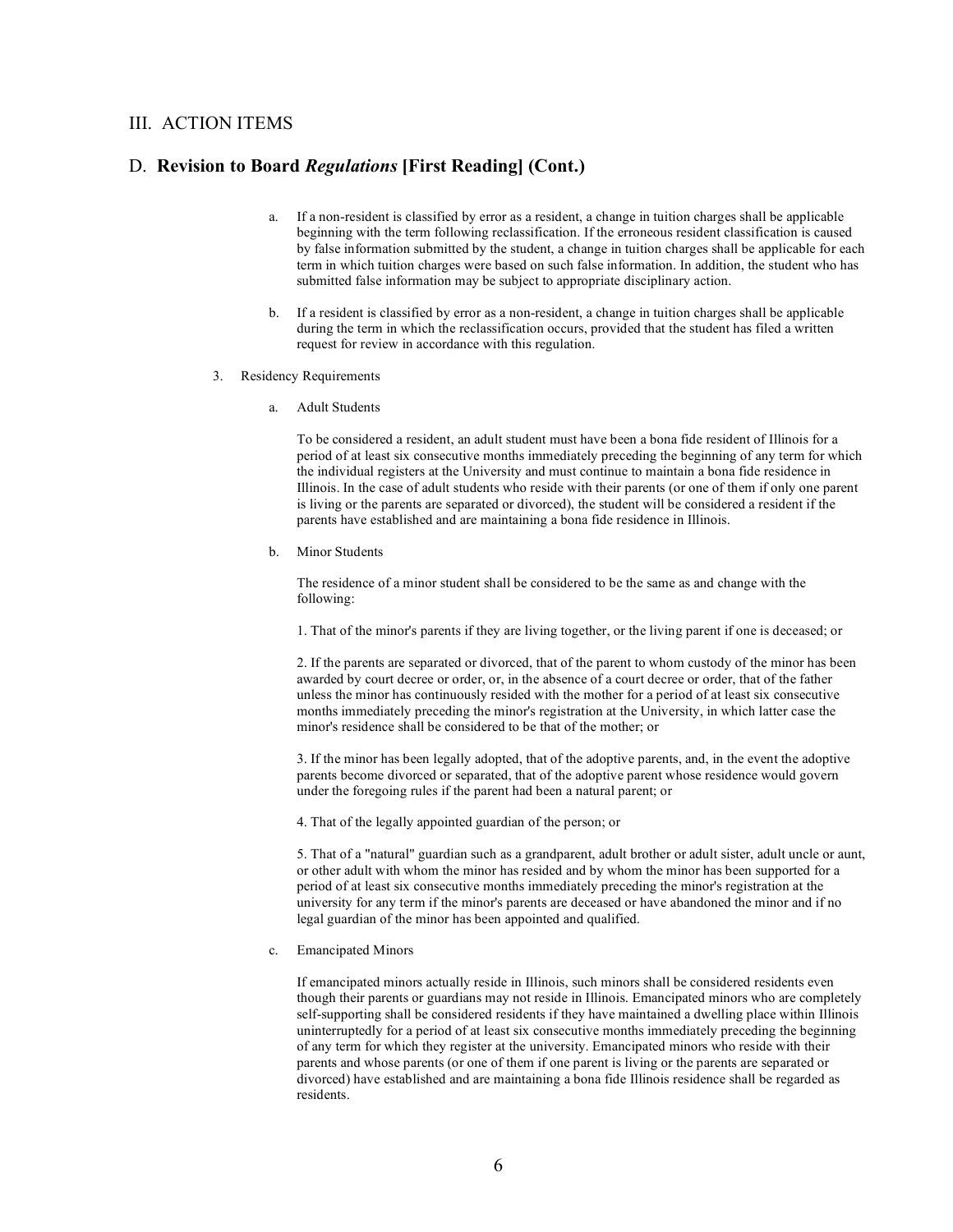## III. ACTION ITEMS

## D. **Revision to Board *Regulations* [First Reading] (Cont.)**

a. If a non-resident is classified by error as a resident, a change in tuition charges shall be applicable beginning with the term following reclassification. If the erroneous resident classification is caused by false information submitted by the student, a change in tuition charges shall be applicable for each term in which tuition charges were based on such false information. In addition, the student who has submitted false information may be subject to appropriate disciplinary action.

b. If a resident is classified by error as a non-resident, a change in tuition charges shall be applicable during the term in which the reclassification occurs, provided that the student has filed a written request for review in accordance with this regulation.

3. Residency Requirements

a. Adult Students

To be considered a resident, an adult student must have been a bona fide resident of Illinois for a period of at least six consecutive months immediately preceding the beginning of any term for which the individual registers at the University and must continue to maintain a bona fide residence in Illinois. In the case of adult students who reside with their parents (or one of them if only one parent is living or the parents are separated or divorced), the student will be considered a resident if the parents have established and are maintaining a bona fide residence in Illinois.

b. Minor Students

The residence of a minor student shall be considered to be the same as and change with the following:

1. That of the minor's parents if they are living together, or the living parent if one is deceased; or

2. If the parents are separated or divorced, that of the parent to whom custody of the minor has been awarded by court decree or order, or, in the absence of a court decree or order, that of the father unless the minor has continuously resided with the mother for a period of at least six consecutive months immediately preceding the minor's registration at the University, in which latter case the minor's residence shall be considered to be that of the mother; or

3. If the minor has been legally adopted, that of the adoptive parents, and, in the event the adoptive parents become divorced or separated, that of the adoptive parent whose residence would govern under the foregoing rules if the parent had been a natural parent; or

4. That of the legally appointed guardian of the person; or

5. That of a "natural" guardian such as a grandparent, adult brother or adult sister, adult uncle or aunt, or other adult with whom the minor has resided and by whom the minor has been supported for a period of at least six consecutive months immediately preceding the minor's registration at the university for any term if the minor's parents are deceased or have abandoned the minor and if no legal guardian of the minor has been appointed and qualified.

c. Emancipated Minors

If emancipated minors actually reside in Illinois, such minors shall be considered residents even though their parents or guardians may not reside in Illinois. Emancipated minors who are completely self-supporting shall be considered residents if they have maintained a dwelling place within Illinois uninterruptedly for a period of at least six consecutive months immediately preceding the beginning of any term for which they register at the university. Emancipated minors who reside with their parents and whose parents (or one of them if one parent is living or the parents are separated or divorced) have established and are maintaining a bona fide Illinois residence shall be regarded as residents.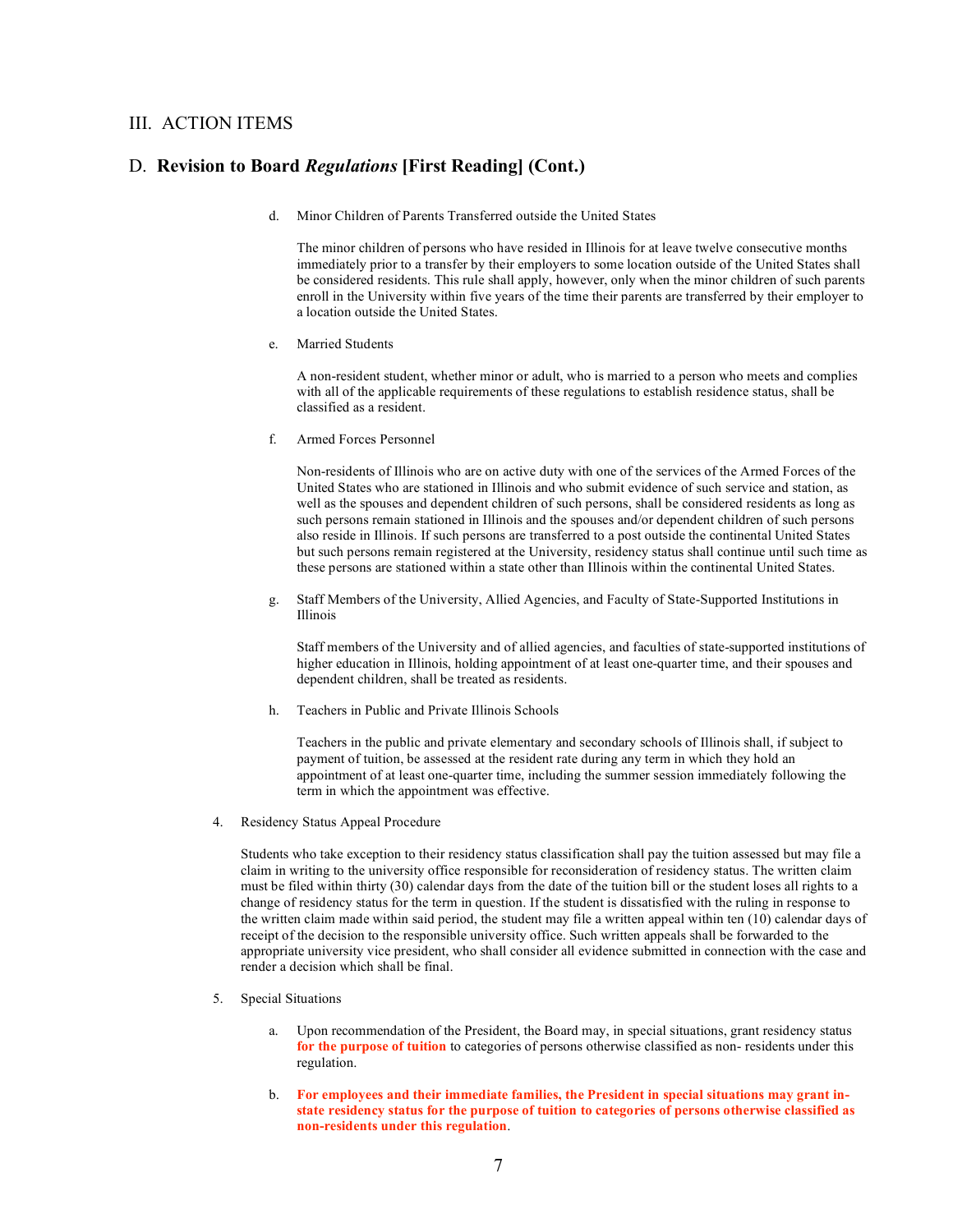## III. ACTION ITEMS

## D. **Revision to Board *Regulations* [First Reading] (Cont.)**

d. Minor Children of Parents Transferred outside the United States

The minor children of persons who have resided in Illinois for at leave twelve consecutive months immediately prior to a transfer by their employers to some location outside of the United States shall be considered residents. This rule shall apply, however, only when the minor children of such parents enroll in the University within five years of the time their parents are transferred by their employer to a location outside the United States.

e. Married Students

A non-resident student, whether minor or adult, who is married to a person who meets and complies with all of the applicable requirements of these regulations to establish residence status, shall be classified as a resident.

f. Armed Forces Personnel

Non-residents of Illinois who are on active duty with one of the services of the Armed Forces of the United States who are stationed in Illinois and who submit evidence of such service and station, as well as the spouses and dependent children of such persons, shall be considered residents as long as such persons remain stationed in Illinois and the spouses and/or dependent children of such persons also reside in Illinois. If such persons are transferred to a post outside the continental United States but such persons remain registered at the University, residency status shall continue until such time as these persons are stationed within a state other than Illinois within the continental United States.

g. Staff Members of the University, Allied Agencies, and Faculty of State-Supported Institutions in Illinois

Staff members of the University and of allied agencies, and faculties of state-supported institutions of higher education in Illinois, holding appointment of at least one-quarter time, and their spouses and dependent children, shall be treated as residents.

h. Teachers in Public and Private Illinois Schools

Teachers in the public and private elementary and secondary schools of Illinois shall, if subject to payment of tuition, be assessed at the resident rate during any term in which they hold an appointment of at least one-quarter time, including the summer session immediately following the term in which the appointment was effective.

4. Residency Status Appeal Procedure

Students who take exception to their residency status classification shall pay the tuition assessed but may file a claim in writing to the university office responsible for reconsideration of residency status. The written claim must be filed within thirty (30) calendar days from the date of the tuition bill or the student loses all rights to a change of residency status for the term in question. If the student is dissatisfied with the ruling in response to the written claim made within said period, the student may file a written appeal within ten (10) calendar days of receipt of the decision to the responsible university office. Such written appeals shall be forwarded to the appropriate university vice president, who shall consider all evidence submitted in connection with the case and render a decision which shall be final.

5. Special Situations

a. Upon recommendation of the President, the Board may, in special situations, grant residency status **for the purpose of tuition** to categories of persons otherwise classified as non- residents under this regulation.

b. **For employees and their immediate families, the President in special situations may grant in-state residency status for the purpose of tuition to categories of persons otherwise classified as non-residents under this regulation**.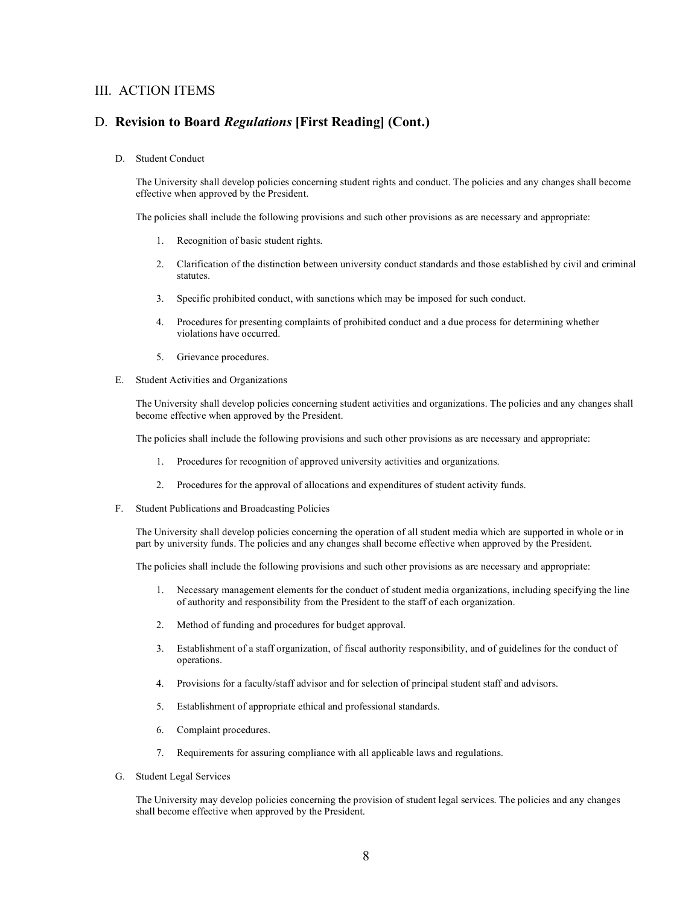## III. ACTION ITEMS

## D. **Revision to Board *Regulations* [First Reading] (Cont.)**

D. Student Conduct

The University shall develop policies concerning student rights and conduct. The policies and any changes shall become effective when approved by the President.

The policies shall include the following provisions and such other provisions as are necessary and appropriate:

1. Recognition of basic student rights.
2. Clarification of the distinction between university conduct standards and those established by civil and criminal statutes.
3. Specific prohibited conduct, with sanctions which may be imposed for such conduct.
4. Procedures for presenting complaints of prohibited conduct and a due process for determining whether violations have occurred.
5. Grievance procedures.

E. Student Activities and Organizations

The University shall develop policies concerning student activities and organizations. The policies and any changes shall become effective when approved by the President.

The policies shall include the following provisions and such other provisions as are necessary and appropriate:

1. Procedures for recognition of approved university activities and organizations.
2. Procedures for the approval of allocations and expenditures of student activity funds.

F. Student Publications and Broadcasting Policies

The University shall develop policies concerning the operation of all student media which are supported in whole or in part by university funds. The policies and any changes shall become effective when approved by the President.

The policies shall include the following provisions and such other provisions as are necessary and appropriate:

1. Necessary management elements for the conduct of student media organizations, including specifying the line of authority and responsibility from the President to the staff of each organization.
2. Method of funding and procedures for budget approval.
3. Establishment of a staff organization, of fiscal authority responsibility, and of guidelines for the conduct of operations.
4. Provisions for a faculty/staff advisor and for selection of principal student staff and advisors.
5. Establishment of appropriate ethical and professional standards.
6. Complaint procedures.
7. Requirements for assuring compliance with all applicable laws and regulations.

G. Student Legal Services

The University may develop policies concerning the provision of student legal services. The policies and any changes shall become effective when approved by the President.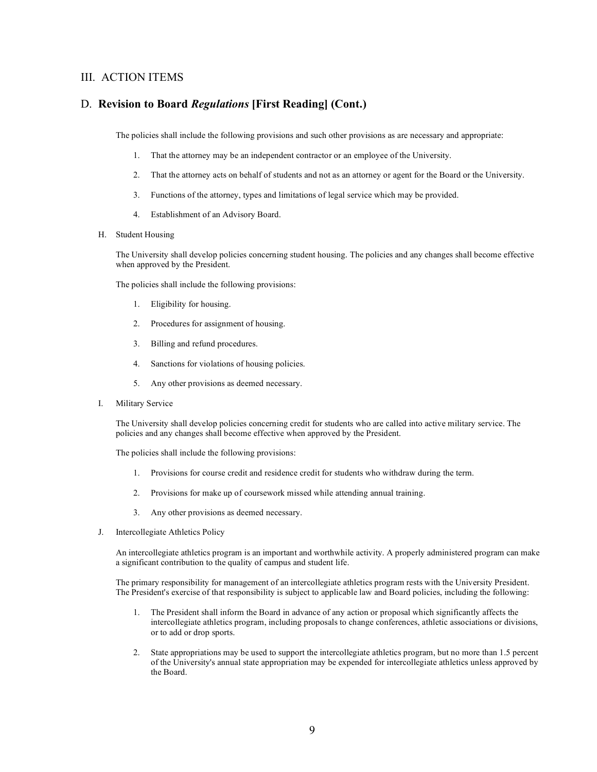## III. ACTION ITEMS

## D. **Revision to Board *Regulations* [First Reading] (Cont.)**

The policies shall include the following provisions and such other provisions as are necessary and appropriate:

1. That the attorney may be an independent contractor or an employee of the University.
2. That the attorney acts on behalf of students and not as an attorney or agent for the Board or the University.
3. Functions of the attorney, types and limitations of legal service which may be provided.
4. Establishment of an Advisory Board.

H. Student Housing

The University shall develop policies concerning student housing. The policies and any changes shall become effective when approved by the President.

The policies shall include the following provisions:

1. Eligibility for housing.
2. Procedures for assignment of housing.
3. Billing and refund procedures.
4. Sanctions for violations of housing policies.
5. Any other provisions as deemed necessary.

I. Military Service

The University shall develop policies concerning credit for students who are called into active military service. The policies and any changes shall become effective when approved by the President.

The policies shall include the following provisions:

1. Provisions for course credit and residence credit for students who withdraw during the term.
2. Provisions for make up of coursework missed while attending annual training.
3. Any other provisions as deemed necessary.

J. Intercollegiate Athletics Policy

An intercollegiate athletics program is an important and worthwhile activity. A properly administered program can make a significant contribution to the quality of campus and student life.

The primary responsibility for management of an intercollegiate athletics program rests with the University President. The President's exercise of that responsibility is subject to applicable law and Board policies, including the following:

1. The President shall inform the Board in advance of any action or proposal which significantly affects the intercollegiate athletics program, including proposals to change conferences, athletic associations or divisions, or to add or drop sports.
2. State appropriations may be used to support the intercollegiate athletics program, but no more than 1.5 percent of the University's annual state appropriation may be expended for intercollegiate athletics unless approved by the Board.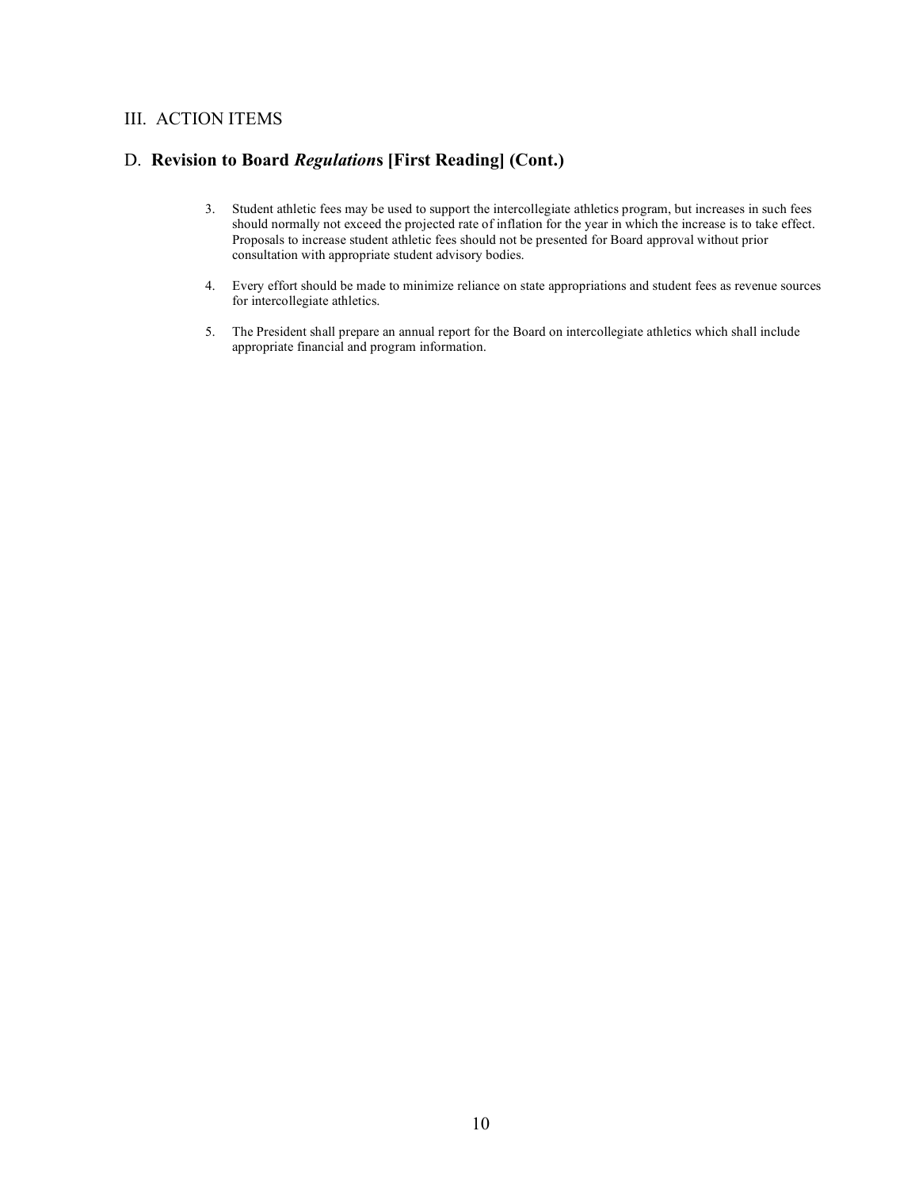## III. ACTION ITEMS

## D. **Revision to Board *Regulation*s [First Reading] (Cont.)**

3. Student athletic fees may be used to support the intercollegiate athletics program, but increases in such fees should normally not exceed the projected rate of inflation for the year in which the increase is to take effect. Proposals to increase student athletic fees should not be presented for Board approval without prior consultation with appropriate student advisory bodies.

4. Every effort should be made to minimize reliance on state appropriations and student fees as revenue sources for intercollegiate athletics.

5. The President shall prepare an annual report for the Board on intercollegiate athletics which shall include appropriate financial and program information.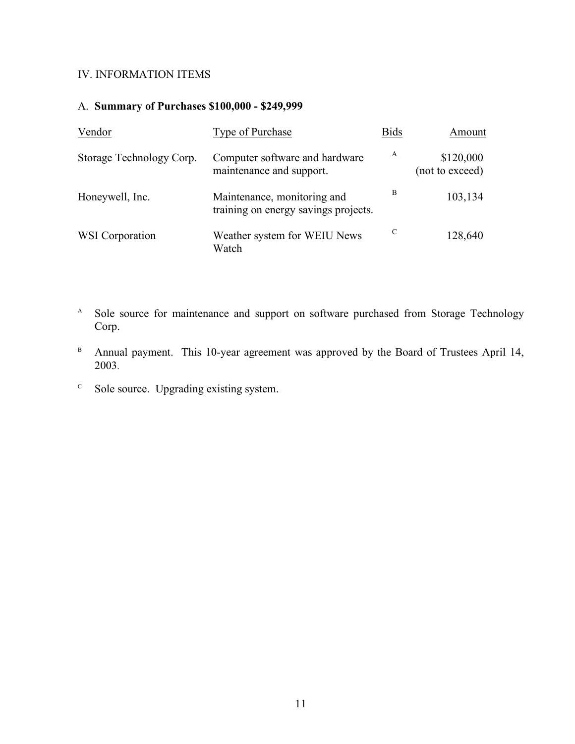## IV. INFORMATION ITEMS

### A. **Summary of Purchases $100,000 - $249,999**

| Vendor | Type of Purchase | Bids | Amount |
|---|---|---|---|
| Storage Technology Corp. | Computer software and hardware maintenance and support. | [A] | $120,000 (not to exceed) |
| Honeywell, Inc. | Maintenance, monitoring and training on energy savings projects. | [B] | 103,134 |
| WSI Corporation | Weather system for WEIU News Watch | [C] | 128,640 |

[A] Sole source for maintenance and support on software purchased from Storage Technology Corp.

[B] Annual payment. This 10-year agreement was approved by the Board of Trustees April 14, 2003.

[C] Sole source. Upgrading existing system.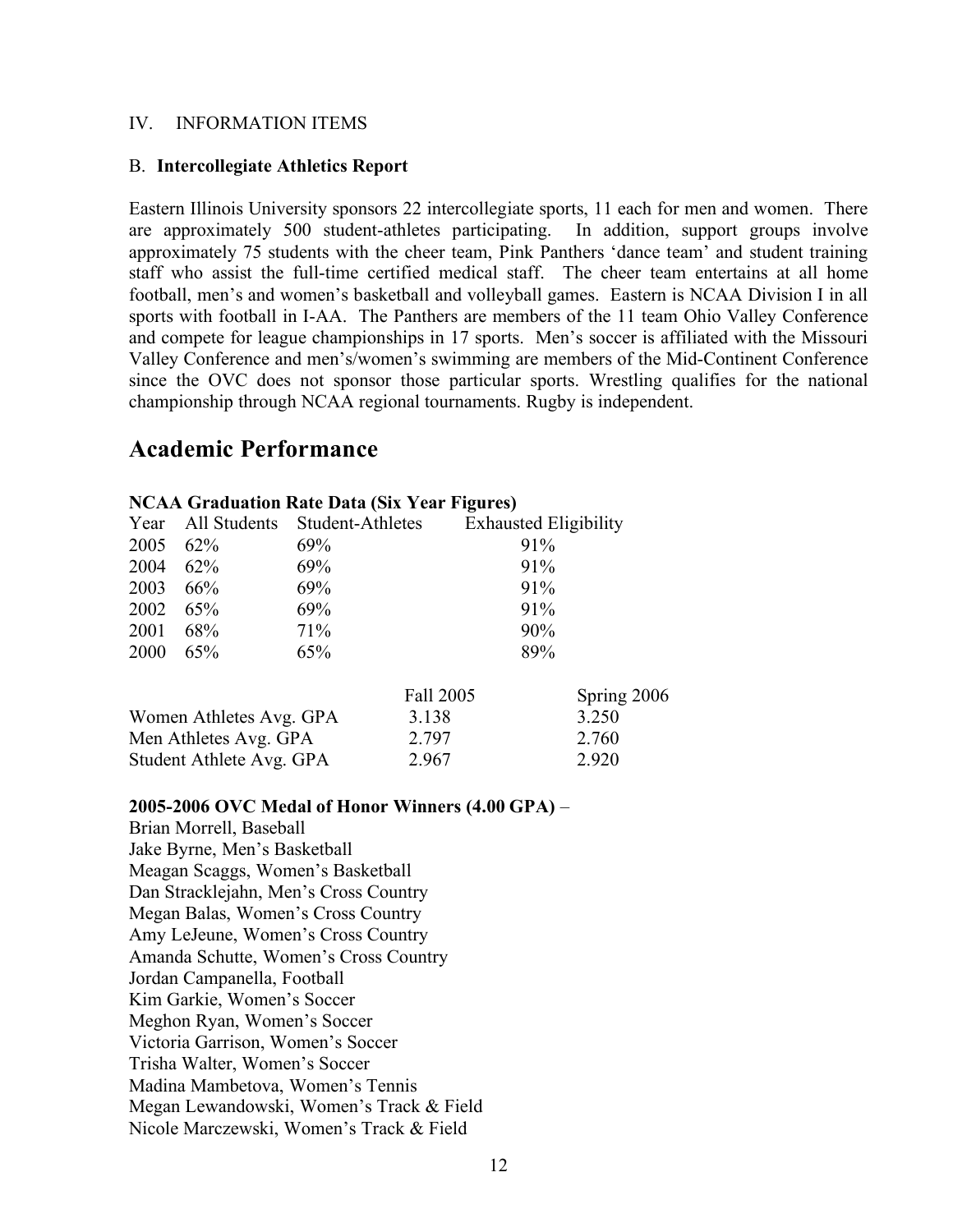IV. INFORMATION ITEMS

B. **Intercollegiate Athletics Report**

Eastern Illinois University sponsors 22 intercollegiate sports, 11 each for men and women. There are approximately 500 student-athletes participating. In addition, support groups involve approximately 75 students with the cheer team, Pink Panthers 'dance team' and student training staff who assist the full-time certified medical staff. The cheer team entertains at all home football, men's and women's basketball and volleyball games. Eastern is NCAA Division I in all sports with football in I-AA. The Panthers are members of the 11 team Ohio Valley Conference and compete for league championships in 17 sports. Men's soccer is affiliated with the Missouri Valley Conference and men's/women's swimming are members of the Mid-Continent Conference since the OVC does not sponsor those particular sports. Wrestling qualifies for the national championship through NCAA regional tournaments. Rugby is independent.

# Academic Performance

**NCAA Graduation Rate Data (Six Year Figures)**

| Year | All Students | Student-Athletes | Exhausted Eligibility |
|---|---|---|---|
| 2005 | 62% | 69% | 91% |
| 2004 | 62% | 69% | 91% |
| 2003 | 66% | 69% | 91% |
| 2002 | 65% | 69% | 91% |
| 2001 | 68% | 71% | 90% |
| 2000 | 65% | 65% | 89% |

| | Fall 2005 | Spring 2006 |
|---|---|---|
| Women Athletes Avg. GPA | 3.138 | 3.250 |
| Men Athletes Avg. GPA | 2.797 | 2.760 |
| Student Athlete Avg. GPA | 2.967 | 2.920 |

**2005-2006 OVC Medal of Honor Winners (4.00 GPA)** –

Brian Morrell, Baseball
Jake Byrne, Men's Basketball
Meagan Scaggs, Women's Basketball
Dan Stracklejahn, Men's Cross Country
Megan Balas, Women's Cross Country
Amy LeJeune, Women's Cross Country
Amanda Schutte, Women's Cross Country
Jordan Campanella, Football
Kim Garkie, Women's Soccer
Meghon Ryan, Women's Soccer
Victoria Garrison, Women's Soccer
Trisha Walter, Women's Soccer
Madina Mambetova, Women's Tennis
Megan Lewandowski, Women's Track & Field
Nicole Marczewski, Women's Track & Field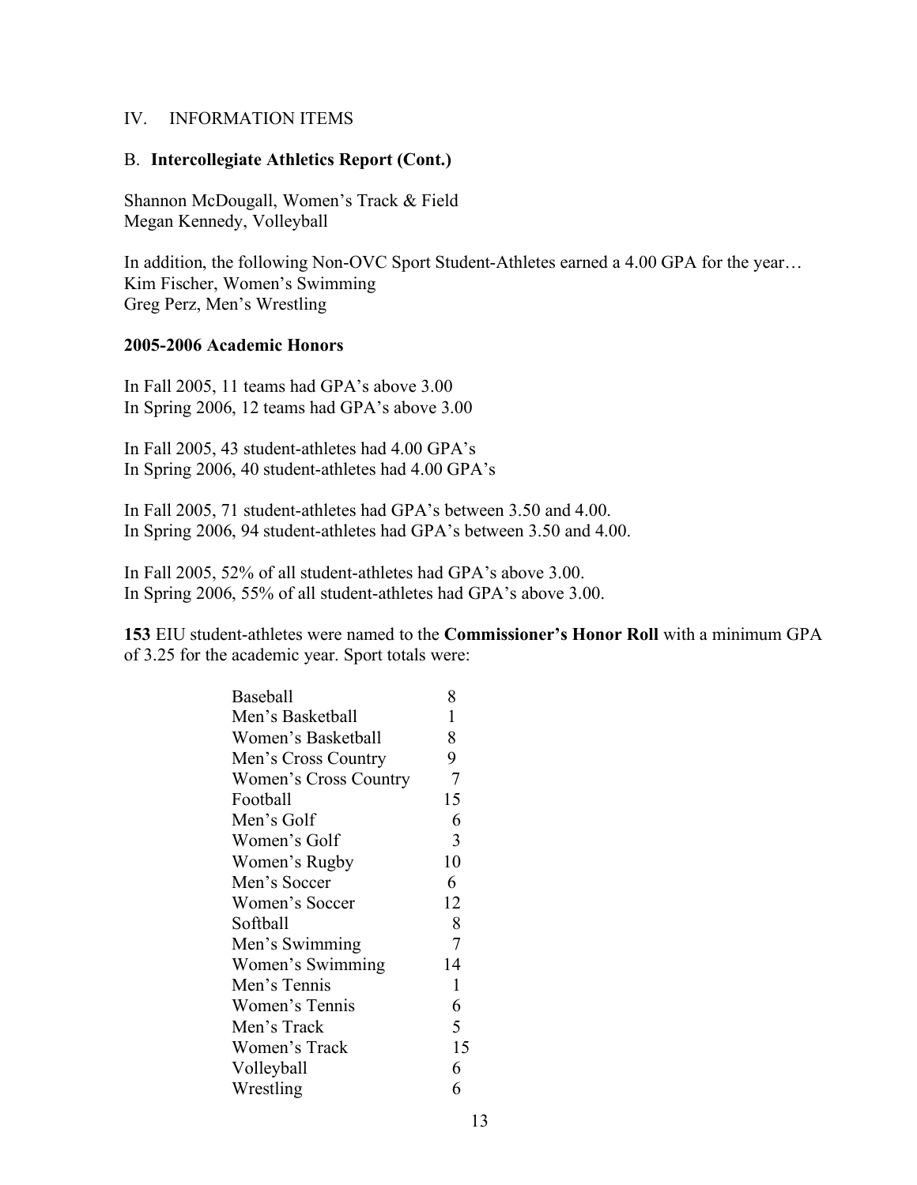IV. INFORMATION ITEMS

B. **Intercollegiate Athletics Report (Cont.)**

Shannon McDougall, Women's Track & Field
Megan Kennedy, Volleyball

In addition, the following Non-OVC Sport Student-Athletes earned a 4.00 GPA for the year…
Kim Fischer, Women's Swimming
Greg Perz, Men's Wrestling

**2005-2006 Academic Honors**

In Fall 2005, 11 teams had GPA's above 3.00
In Spring 2006, 12 teams had GPA's above 3.00

In Fall 2005, 43 student-athletes had 4.00 GPA's
In Spring 2006, 40 student-athletes had 4.00 GPA's

In Fall 2005, 71 student-athletes had GPA's between 3.50 and 4.00.
In Spring 2006, 94 student-athletes had GPA's between 3.50 and 4.00.

In Fall 2005, 52% of all student-athletes had GPA's above 3.00.
In Spring 2006, 55% of all student-athletes had GPA's above 3.00.

**153** EIU student-athletes were named to the **Commissioner's Honor Roll** with a minimum GPA of 3.25 for the academic year. Sport totals were:

| Sport | Total |
|---|---|
| Baseball | 8 |
| Men's Basketball | 1 |
| Women's Basketball | 8 |
| Men's Cross Country | 9 |
| Women's Cross Country | 7 |
| Football | 15 |
| Men's Golf | 6 |
| Women's Golf | 3 |
| Women's Rugby | 10 |
| Men's Soccer | 6 |
| Women's Soccer | 12 |
| Softball | 8 |
| Men's Swimming | 7 |
| Women's Swimming | 14 |
| Men's Tennis | 1 |
| Women's Tennis | 6 |
| Men's Track | 5 |
| Women's Track | 15 |
| Volleyball | 6 |
| Wrestling | 6 |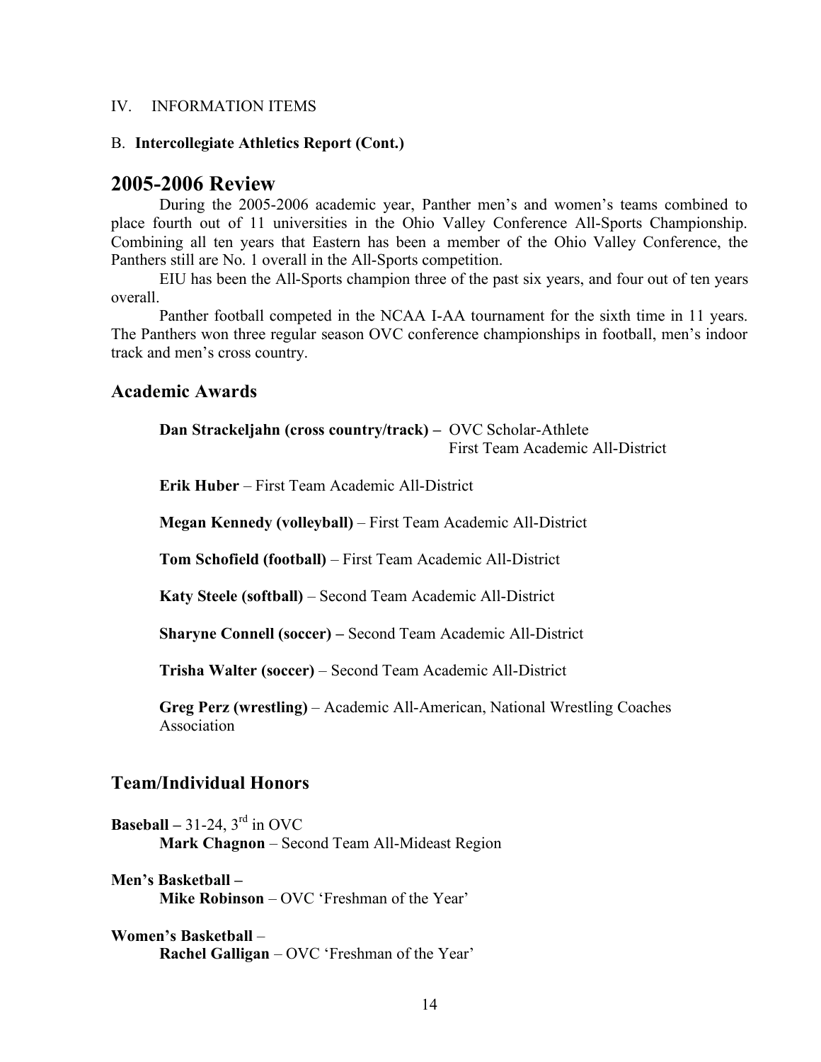IV. INFORMATION ITEMS

B. **Intercollegiate Athletics Report (Cont.)**

# 2005-2006 Review

During the 2005-2006 academic year, Panther men's and women's teams combined to place fourth out of 11 universities in the Ohio Valley Conference All-Sports Championship. Combining all ten years that Eastern has been a member of the Ohio Valley Conference, the Panthers still are No. 1 overall in the All-Sports competition.

EIU has been the All-Sports champion three of the past six years, and four out of ten years overall.

Panther football competed in the NCAA I-AA tournament for the sixth time in 11 years. The Panthers won three regular season OVC conference championships in football, men's indoor track and men's cross country.

## Academic Awards

**Dan Strackeljahn (cross country/track) –** OVC Scholar-Athlete
First Team Academic All-District

**Erik Huber** – First Team Academic All-District

**Megan Kennedy (volleyball)** – First Team Academic All-District

**Tom Schofield (football)** – First Team Academic All-District

**Katy Steele (softball)** – Second Team Academic All-District

**Sharyne Connell (soccer) –** Second Team Academic All-District

**Trisha Walter (soccer)** – Second Team Academic All-District

**Greg Perz (wrestling)** – Academic All-American, National Wrestling Coaches Association

## Team/Individual Honors

**Baseball –** 31-24, 3rd in OVC
**Mark Chagnon** – Second Team All-Mideast Region

**Men's Basketball –**
**Mike Robinson** – OVC 'Freshman of the Year'

**Women's Basketball** –
**Rachel Galligan** – OVC 'Freshman of the Year'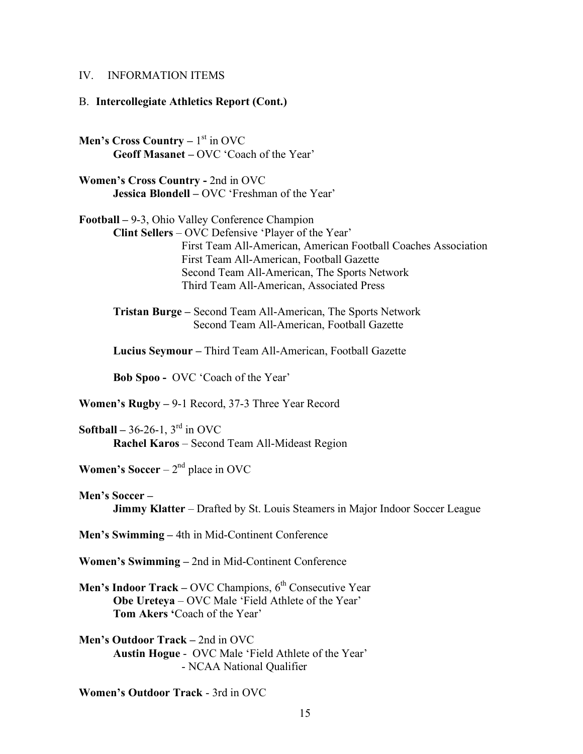IV. INFORMATION ITEMS

B. **Intercollegiate Athletics Report (Cont.)**

**Men's Cross Country –** 1st in OVC
**Geoff Masanet –** OVC 'Coach of the Year'

**Women's Cross Country -** 2nd in OVC
**Jessica Blondell –** OVC 'Freshman of the Year'

**Football –** 9-3, Ohio Valley Conference Champion
**Clint Sellers** – OVC Defensive 'Player of the Year'
First Team All-American, American Football Coaches Association
First Team All-American, Football Gazette
Second Team All-American, The Sports Network
Third Team All-American, Associated Press

**Tristan Burge –** Second Team All-American, The Sports Network
Second Team All-American, Football Gazette

**Lucius Seymour –** Third Team All-American, Football Gazette

**Bob Spoo -** OVC 'Coach of the Year'

**Women's Rugby –** 9-1 Record, 37-3 Three Year Record

**Softball –** 36-26-1, 3rd in OVC
**Rachel Karos** – Second Team All-Mideast Region

**Women's Soccer** – 2nd place in OVC

**Men's Soccer –**
**Jimmy Klatter** – Drafted by St. Louis Steamers in Major Indoor Soccer League

**Men's Swimming –** 4th in Mid-Continent Conference

**Women's Swimming –** 2nd in Mid-Continent Conference

**Men's Indoor Track –** OVC Champions, 6th Consecutive Year
**Obe Ureteya** – OVC Male 'Field Athlete of the Year'
**Tom Akers '**Coach of the Year'

**Men's Outdoor Track –** 2nd in OVC
**Austin Hogue** - OVC Male 'Field Athlete of the Year'
- NCAA National Qualifier

**Women's Outdoor Track** - 3rd in OVC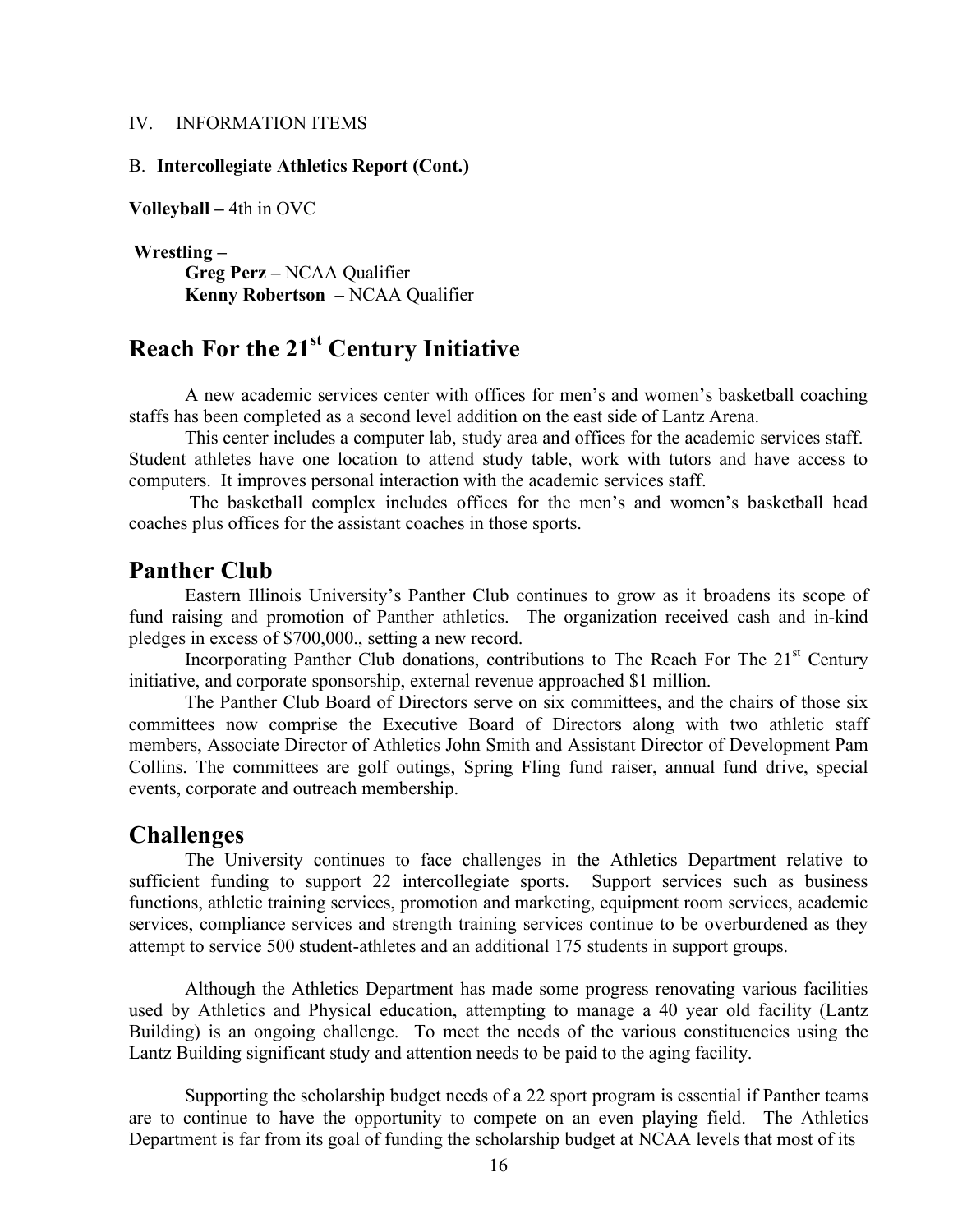IV. INFORMATION ITEMS

B. **Intercollegiate Athletics Report (Cont.)**

**Volleyball –** 4th in OVC

**Wrestling –**

**Greg Perz –** NCAA Qualifier
**Kenny Robertson –** NCAA Qualifier

# Reach For the 21st Century Initiative

A new academic services center with offices for men's and women's basketball coaching staffs has been completed as a second level addition on the east side of Lantz Arena.

This center includes a computer lab, study area and offices for the academic services staff. Student athletes have one location to attend study table, work with tutors and have access to computers. It improves personal interaction with the academic services staff.

The basketball complex includes offices for the men's and women's basketball head coaches plus offices for the assistant coaches in those sports.

# Panther Club

Eastern Illinois University's Panther Club continues to grow as it broadens its scope of fund raising and promotion of Panther athletics. The organization received cash and in-kind pledges in excess of $700,000., setting a new record.

Incorporating Panther Club donations, contributions to The Reach For The 21st Century initiative, and corporate sponsorship, external revenue approached $1 million.

The Panther Club Board of Directors serve on six committees, and the chairs of those six committees now comprise the Executive Board of Directors along with two athletic staff members, Associate Director of Athletics John Smith and Assistant Director of Development Pam Collins. The committees are golf outings, Spring Fling fund raiser, annual fund drive, special events, corporate and outreach membership.

# Challenges

The University continues to face challenges in the Athletics Department relative to sufficient funding to support 22 intercollegiate sports. Support services such as business functions, athletic training services, promotion and marketing, equipment room services, academic services, compliance services and strength training services continue to be overburdened as they attempt to service 500 student-athletes and an additional 175 students in support groups.

Although the Athletics Department has made some progress renovating various facilities used by Athletics and Physical education, attempting to manage a 40 year old facility (Lantz Building) is an ongoing challenge. To meet the needs of the various constituencies using the Lantz Building significant study and attention needs to be paid to the aging facility.

Supporting the scholarship budget needs of a 22 sport program is essential if Panther teams are to continue to have the opportunity to compete on an even playing field. The Athletics Department is far from its goal of funding the scholarship budget at NCAA levels that most of its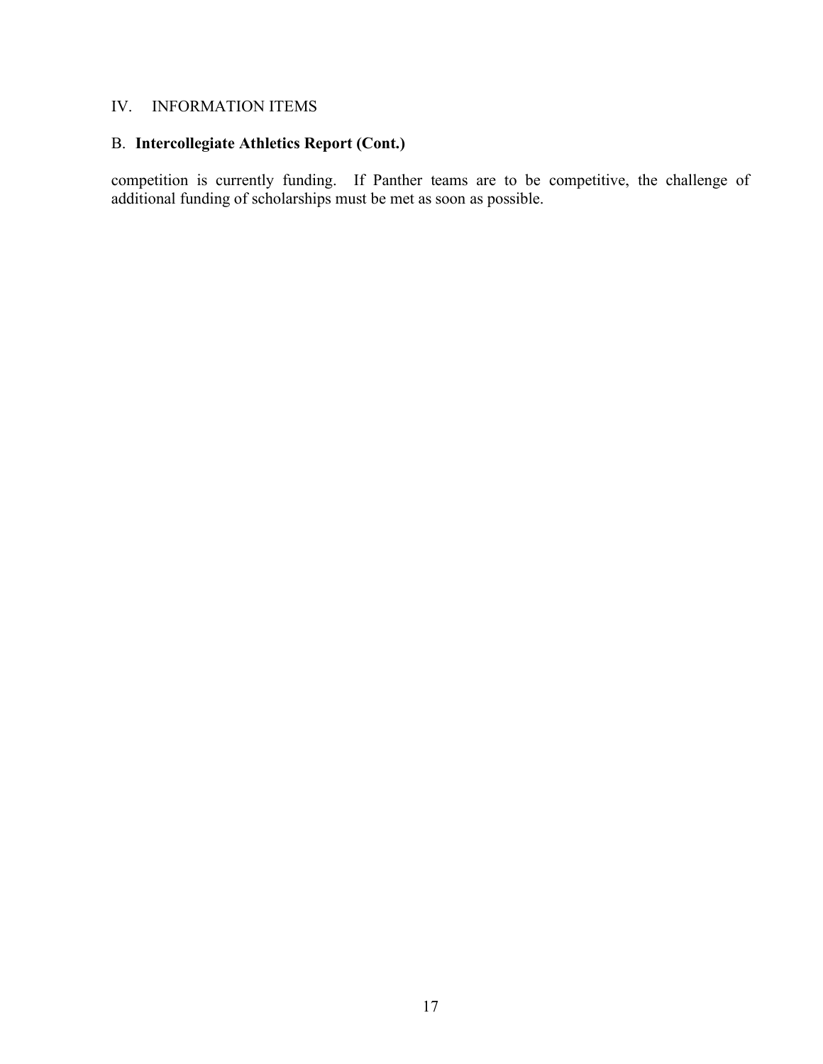IV. INFORMATION ITEMS

B. **Intercollegiate Athletics Report (Cont.)**

competition is currently funding. If Panther teams are to be competitive, the challenge of additional funding of scholarships must be met as soon as possible.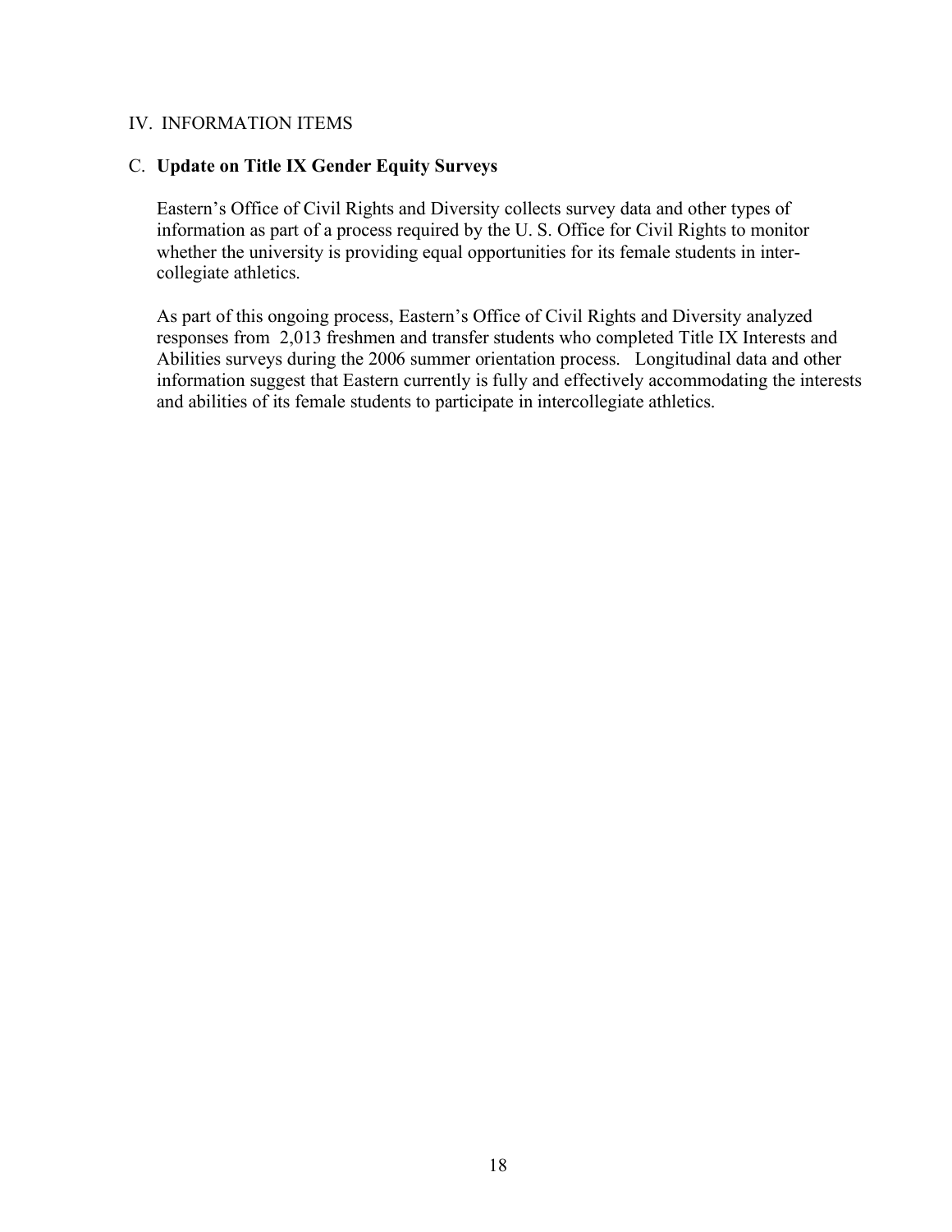IV. INFORMATION ITEMS

C. **Update on Title IX Gender Equity Surveys**

Eastern's Office of Civil Rights and Diversity collects survey data and other types of information as part of a process required by the U. S. Office for Civil Rights to monitor whether the university is providing equal opportunities for its female students in inter-collegiate athletics.

As part of this ongoing process, Eastern's Office of Civil Rights and Diversity analyzed responses from 2,013 freshmen and transfer students who completed Title IX Interests and Abilities surveys during the 2006 summer orientation process. Longitudinal data and other information suggest that Eastern currently is fully and effectively accommodating the interests and abilities of its female students to participate in intercollegiate athletics.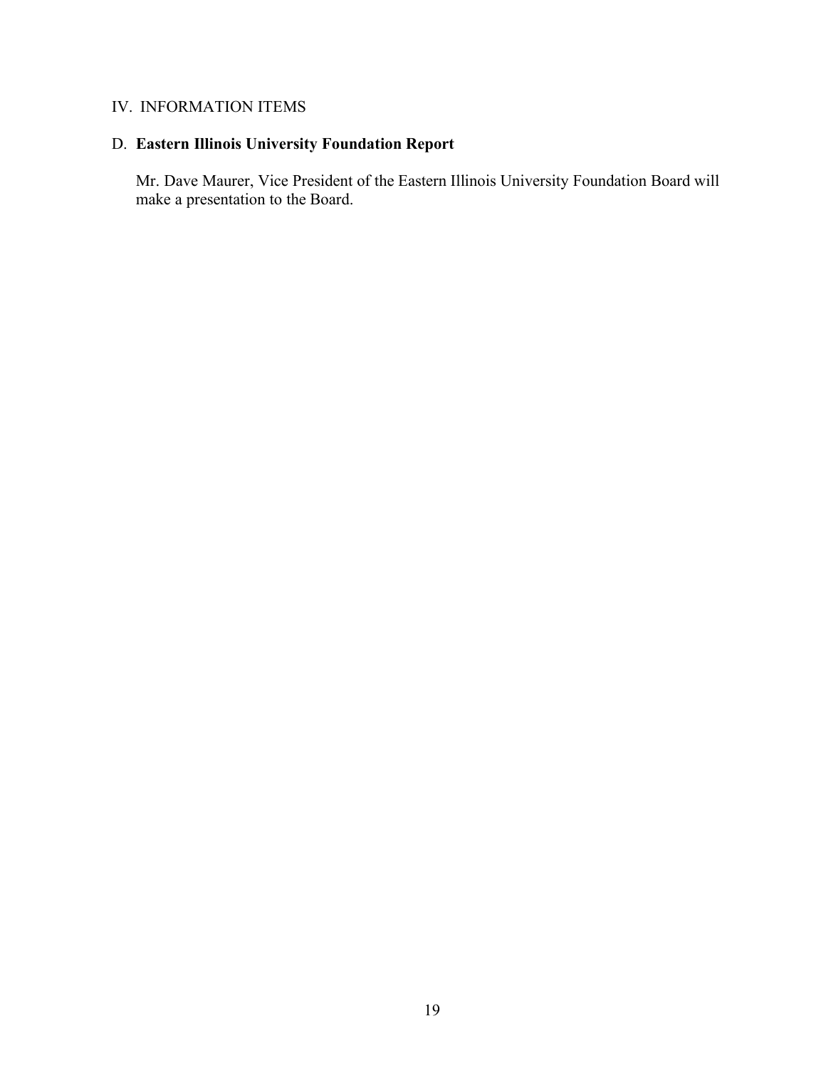IV. INFORMATION ITEMS

D. **Eastern Illinois University Foundation Report**

Mr. Dave Maurer, Vice President of the Eastern Illinois University Foundation Board will make a presentation to the Board.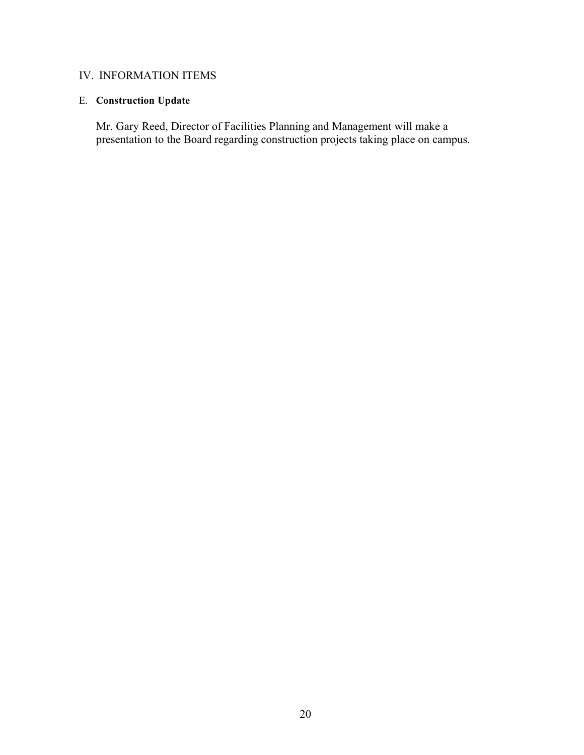## IV. INFORMATION ITEMS

### E. **Construction Update**

Mr. Gary Reed, Director of Facilities Planning and Management will make a presentation to the Board regarding construction projects taking place on campus.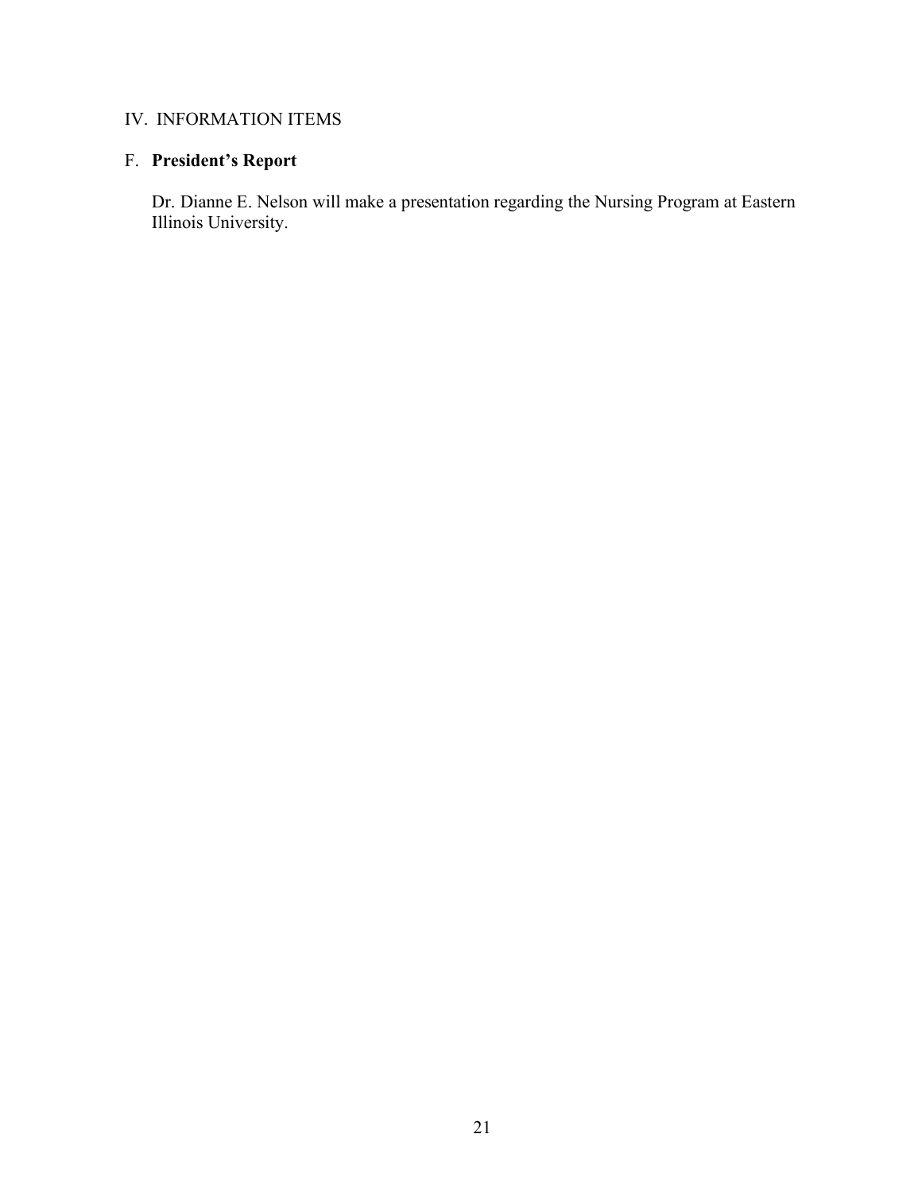IV. INFORMATION ITEMS

F. **President's Report**

Dr. Dianne E. Nelson will make a presentation regarding the Nursing Program at Eastern Illinois University.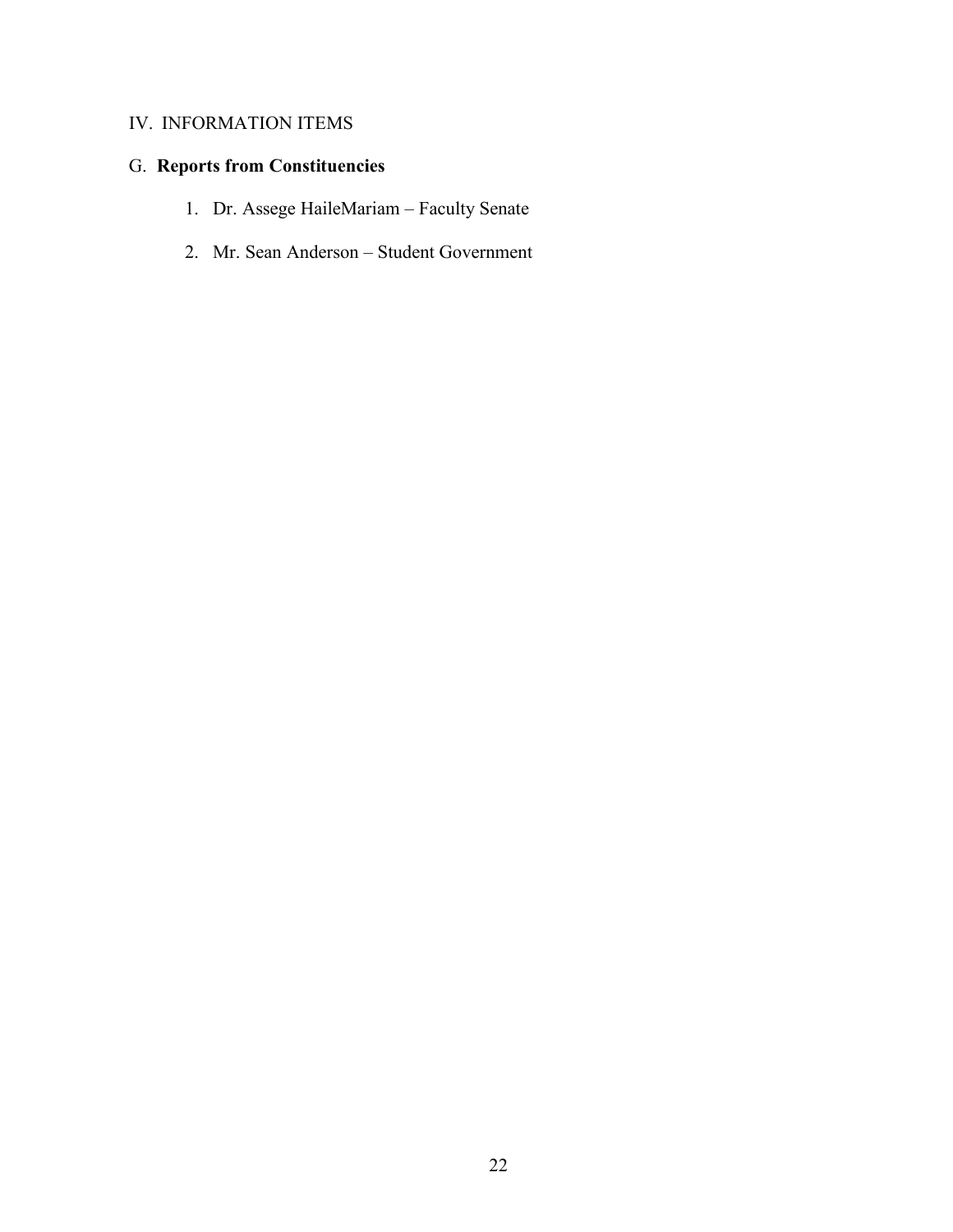IV. INFORMATION ITEMS

G. **Reports from Constituencies**

1. Dr. Assege HaileMariam – Faculty Senate
2. Mr. Sean Anderson – Student Government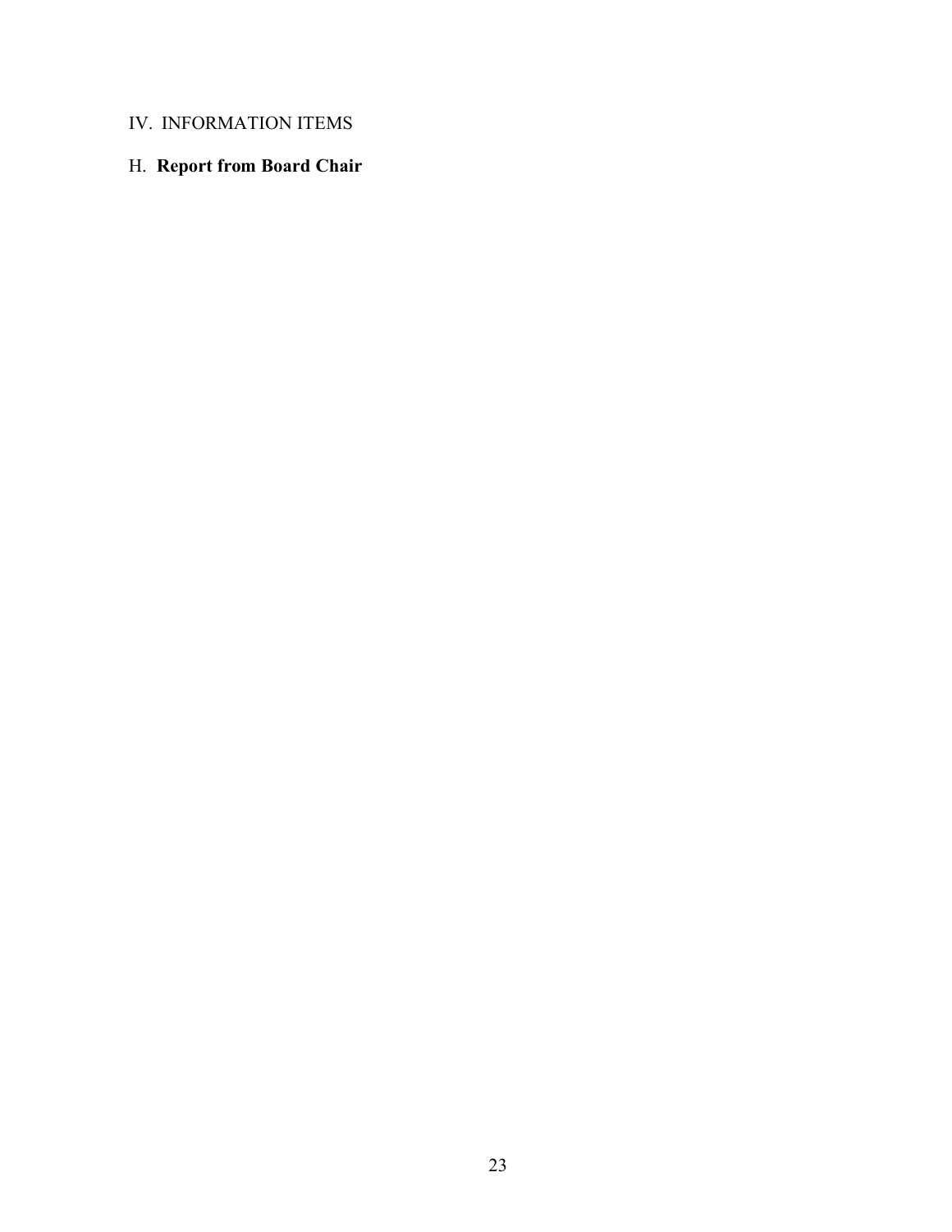IV. INFORMATION ITEMS

H. **Report from Board Chair**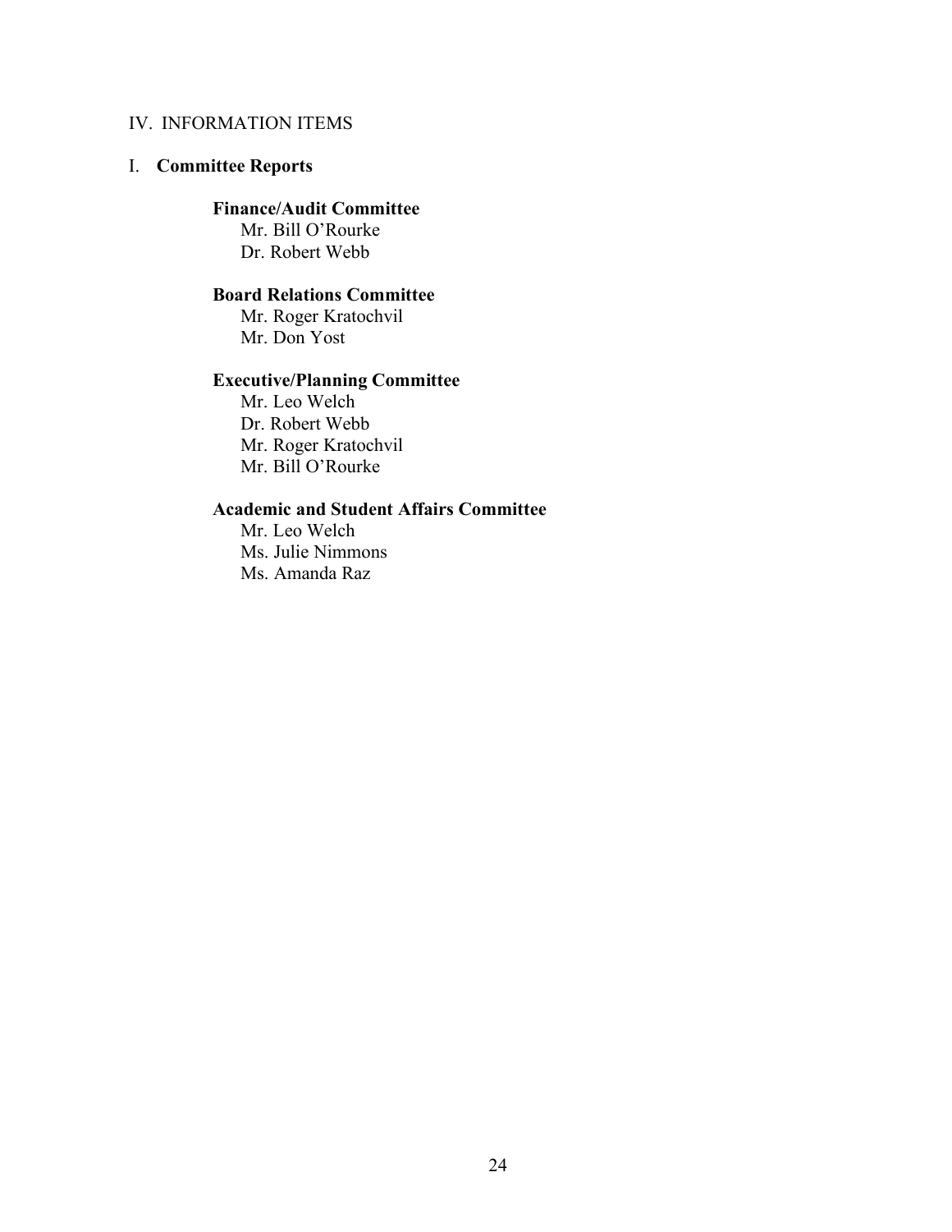IV. INFORMATION ITEMS

I. **Committee Reports**

**Finance/Audit Committee**
Mr. Bill O'Rourke
Dr. Robert Webb

**Board Relations Committee**
Mr. Roger Kratochvil
Mr. Don Yost

**Executive/Planning Committee**
Mr. Leo Welch
Dr. Robert Webb
Mr. Roger Kratochvil
Mr. Bill O'Rourke

**Academic and Student Affairs Committee**
Mr. Leo Welch
Ms. Julie Nimmons
Ms. Amanda Raz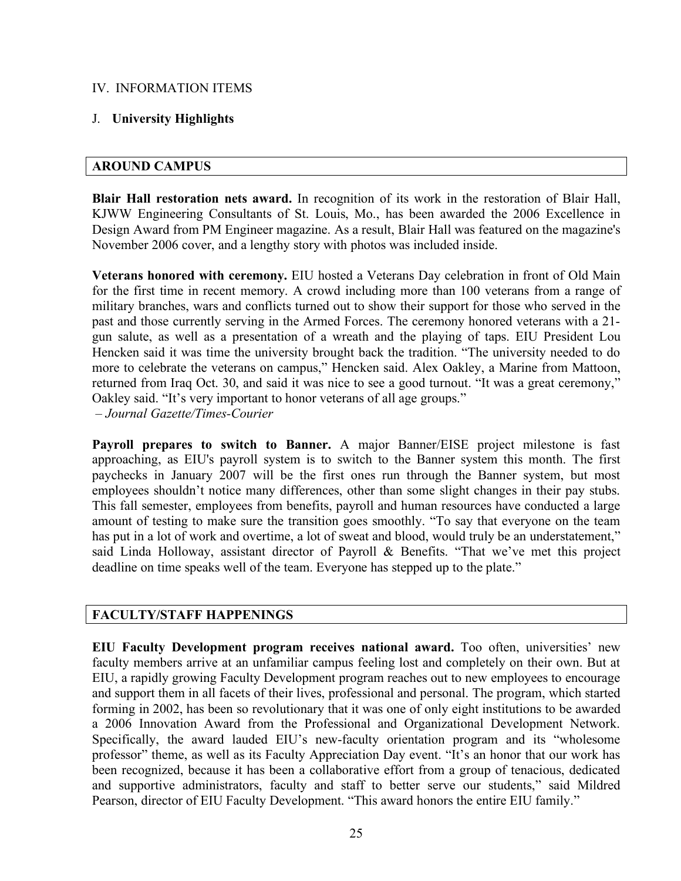IV. INFORMATION ITEMS

J. **University Highlights**

## AROUND CAMPUS

**Blair Hall restoration nets award.** In recognition of its work in the restoration of Blair Hall, KJWW Engineering Consultants of St. Louis, Mo., has been awarded the 2006 Excellence in Design Award from PM Engineer magazine. As a result, Blair Hall was featured on the magazine's November 2006 cover, and a lengthy story with photos was included inside.

**Veterans honored with ceremony.** EIU hosted a Veterans Day celebration in front of Old Main for the first time in recent memory. A crowd including more than 100 veterans from a range of military branches, wars and conflicts turned out to show their support for those who served in the past and those currently serving in the Armed Forces. The ceremony honored veterans with a 21-gun salute, as well as a presentation of a wreath and the playing of taps. EIU President Lou Hencken said it was time the university brought back the tradition. "The university needed to do more to celebrate the veterans on campus," Hencken said. Alex Oakley, a Marine from Mattoon, returned from Iraq Oct. 30, and said it was nice to see a good turnout. "It was a great ceremony," Oakley said. "It's very important to honor veterans of all age groups."
*– Journal Gazette/Times-Courier*

**Payroll prepares to switch to Banner.** A major Banner/EISE project milestone is fast approaching, as EIU's payroll system is to switch to the Banner system this month. The first paychecks in January 2007 will be the first ones run through the Banner system, but most employees shouldn't notice many differences, other than some slight changes in their pay stubs. This fall semester, employees from benefits, payroll and human resources have conducted a large amount of testing to make sure the transition goes smoothly. "To say that everyone on the team has put in a lot of work and overtime, a lot of sweat and blood, would truly be an understatement," said Linda Holloway, assistant director of Payroll & Benefits. "That we've met this project deadline on time speaks well of the team. Everyone has stepped up to the plate."

## FACULTY/STAFF HAPPENINGS

**EIU Faculty Development program receives national award.** Too often, universities' new faculty members arrive at an unfamiliar campus feeling lost and completely on their own. But at EIU, a rapidly growing Faculty Development program reaches out to new employees to encourage and support them in all facets of their lives, professional and personal. The program, which started forming in 2002, has been so revolutionary that it was one of only eight institutions to be awarded a 2006 Innovation Award from the Professional and Organizational Development Network. Specifically, the award lauded EIU's new-faculty orientation program and its "wholesome professor" theme, as well as its Faculty Appreciation Day event. "It's an honor that our work has been recognized, because it has been a collaborative effort from a group of tenacious, dedicated and supportive administrators, faculty and staff to better serve our students," said Mildred Pearson, director of EIU Faculty Development. "This award honors the entire EIU family."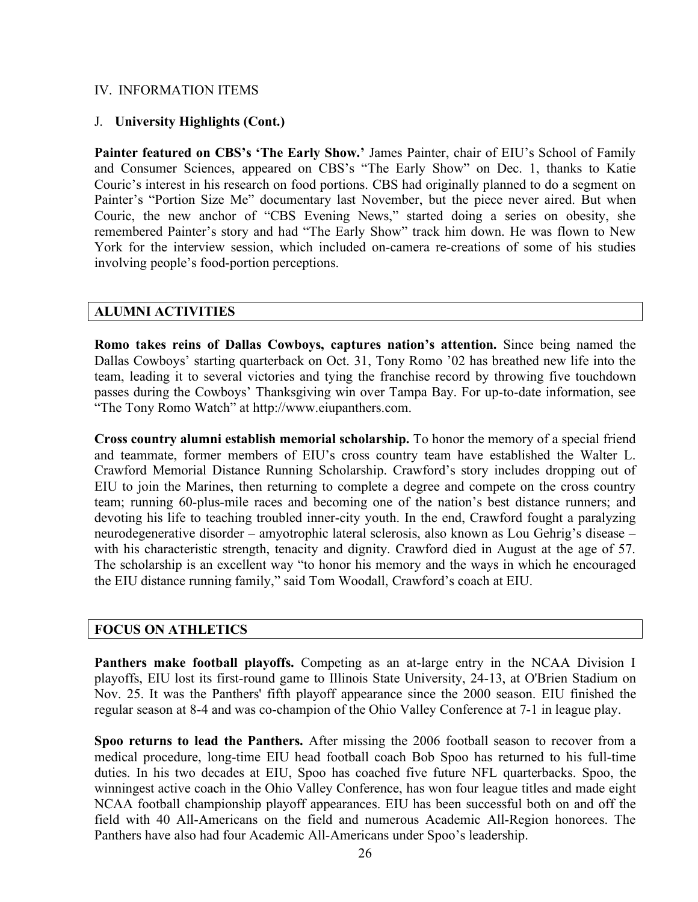IV. INFORMATION ITEMS

J. **University Highlights (Cont.)**

**Painter featured on CBS's 'The Early Show.'** James Painter, chair of EIU's School of Family and Consumer Sciences, appeared on CBS's "The Early Show" on Dec. 1, thanks to Katie Couric's interest in his research on food portions. CBS had originally planned to do a segment on Painter's "Portion Size Me" documentary last November, but the piece never aired. But when Couric, the new anchor of "CBS Evening News," started doing a series on obesity, she remembered Painter's story and had "The Early Show" track him down. He was flown to New York for the interview session, which included on-camera re-creations of some of his studies involving people's food-portion perceptions.

## ALUMNI ACTIVITIES

**Romo takes reins of Dallas Cowboys, captures nation's attention.** Since being named the Dallas Cowboys' starting quarterback on Oct. 31, Tony Romo '02 has breathed new life into the team, leading it to several victories and tying the franchise record by throwing five touchdown passes during the Cowboys' Thanksgiving win over Tampa Bay. For up-to-date information, see "The Tony Romo Watch" at http://www.eiupanthers.com.

**Cross country alumni establish memorial scholarship.** To honor the memory of a special friend and teammate, former members of EIU's cross country team have established the Walter L. Crawford Memorial Distance Running Scholarship. Crawford's story includes dropping out of EIU to join the Marines, then returning to complete a degree and compete on the cross country team; running 60-plus-mile races and becoming one of the nation's best distance runners; and devoting his life to teaching troubled inner-city youth. In the end, Crawford fought a paralyzing neurodegenerative disorder – amyotrophic lateral sclerosis, also known as Lou Gehrig's disease – with his characteristic strength, tenacity and dignity. Crawford died in August at the age of 57. The scholarship is an excellent way "to honor his memory and the ways in which he encouraged the EIU distance running family," said Tom Woodall, Crawford's coach at EIU.

## FOCUS ON ATHLETICS

**Panthers make football playoffs.** Competing as an at-large entry in the NCAA Division I playoffs, EIU lost its first-round game to Illinois State University, 24-13, at O'Brien Stadium on Nov. 25. It was the Panthers' fifth playoff appearance since the 2000 season. EIU finished the regular season at 8-4 and was co-champion of the Ohio Valley Conference at 7-1 in league play.

**Spoo returns to lead the Panthers.** After missing the 2006 football season to recover from a medical procedure, long-time EIU head football coach Bob Spoo has returned to his full-time duties. In his two decades at EIU, Spoo has coached five future NFL quarterbacks. Spoo, the winningest active coach in the Ohio Valley Conference, has won four league titles and made eight NCAA football championship playoff appearances. EIU has been successful both on and off the field with 40 All-Americans on the field and numerous Academic All-Region honorees. The Panthers have also had four Academic All-Americans under Spoo's leadership.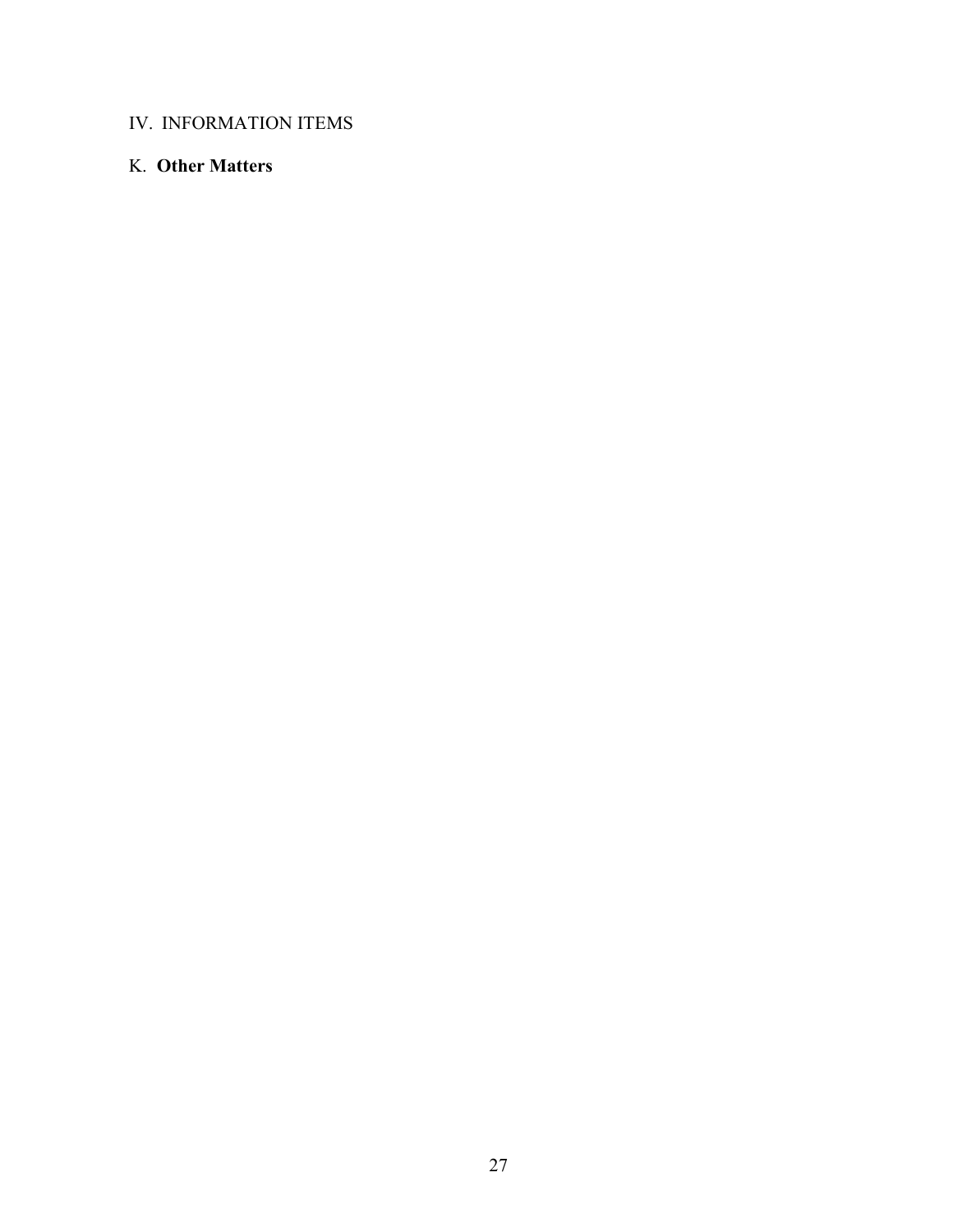IV. INFORMATION ITEMS

K. **Other Matters**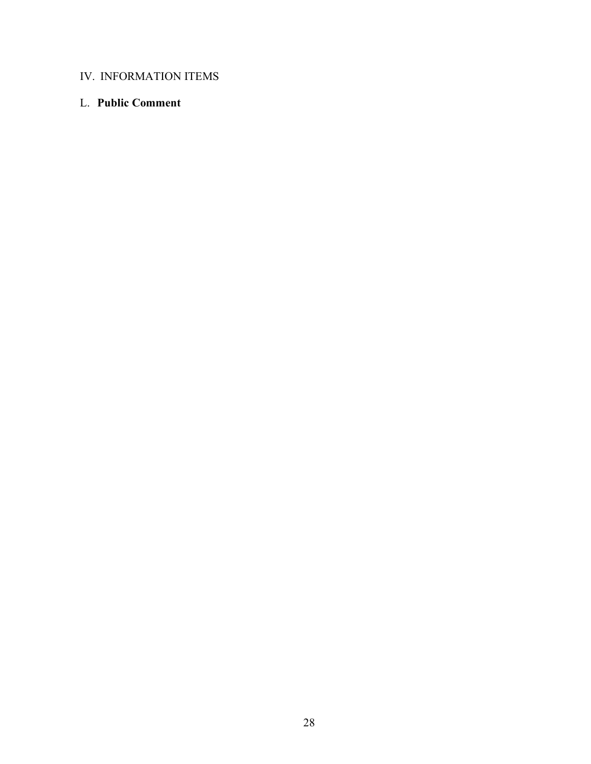IV. INFORMATION ITEMS

L. **Public Comment**